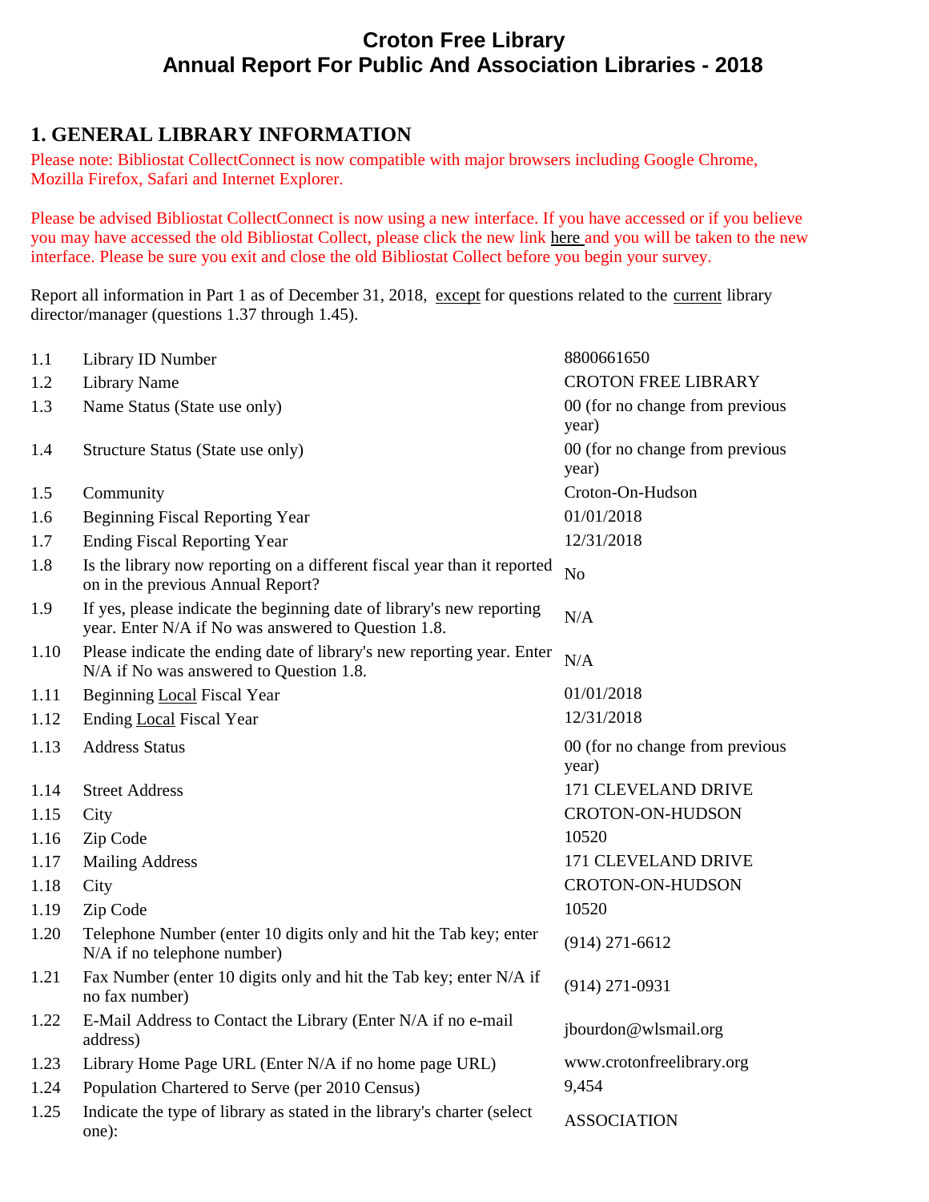# Croton Free Library
# Annual Report For Public And Association Libraries - 2018

## 1. GENERAL LIBRARY INFORMATION

Please note: Bibliostat CollectConnect is now compatible with major browsers including Google Chrome, Mozilla Firefox, Safari and Internet Explorer.

Please be advised Bibliostat CollectConnect is now using a new interface. If you have accessed or if you believe you may have accessed the old Bibliostat Collect, please click the new link here and you will be taken to the new interface. Please be sure you exit and close the old Bibliostat Collect before you begin your survey.

Report all information in Part 1 as of December 31, 2018, except for questions related to the current library director/manager (questions 1.37 through 1.45).

| | | |
|---|---|---|
| 1.1 | Library ID Number | 8800661650 |
| 1.2 | Library Name | CROTON FREE LIBRARY |
| 1.3 | Name Status (State use only) | 00 (for no change from previous year) |
| 1.4 | Structure Status (State use only) | 00 (for no change from previous year) |
| 1.5 | Community | Croton-On-Hudson |
| 1.6 | Beginning Fiscal Reporting Year | 01/01/2018 |
| 1.7 | Ending Fiscal Reporting Year | 12/31/2018 |
| 1.8 | Is the library now reporting on a different fiscal year than it reported on in the previous Annual Report? | No |
| 1.9 | If yes, please indicate the beginning date of library's new reporting year. Enter N/A if No was answered to Question 1.8. | N/A |
| 1.10 | Please indicate the ending date of library's new reporting year. Enter N/A if No was answered to Question 1.8. | N/A |
| 1.11 | Beginning Local Fiscal Year | 01/01/2018 |
| 1.12 | Ending Local Fiscal Year | 12/31/2018 |
| 1.13 | Address Status | 00 (for no change from previous year) |
| 1.14 | Street Address | 171 CLEVELAND DRIVE |
| 1.15 | City | CROTON-ON-HUDSON |
| 1.16 | Zip Code | 10520 |
| 1.17 | Mailing Address | 171 CLEVELAND DRIVE |
| 1.18 | City | CROTON-ON-HUDSON |
| 1.19 | Zip Code | 10520 |
| 1.20 | Telephone Number (enter 10 digits only and hit the Tab key; enter N/A if no telephone number) | (914) 271-6612 |
| 1.21 | Fax Number (enter 10 digits only and hit the Tab key; enter N/A if no fax number) | (914) 271-0931 |
| 1.22 | E-Mail Address to Contact the Library (Enter N/A if no e-mail address) | jbourdon@wlsmail.org |
| 1.23 | Library Home Page URL (Enter N/A if no home page URL) | www.crotonfreelibrary.org |
| 1.24 | Population Chartered to Serve (per 2010 Census) | 9,454 |
| 1.25 | Indicate the type of library as stated in the library's charter (select one): | ASSOCIATION |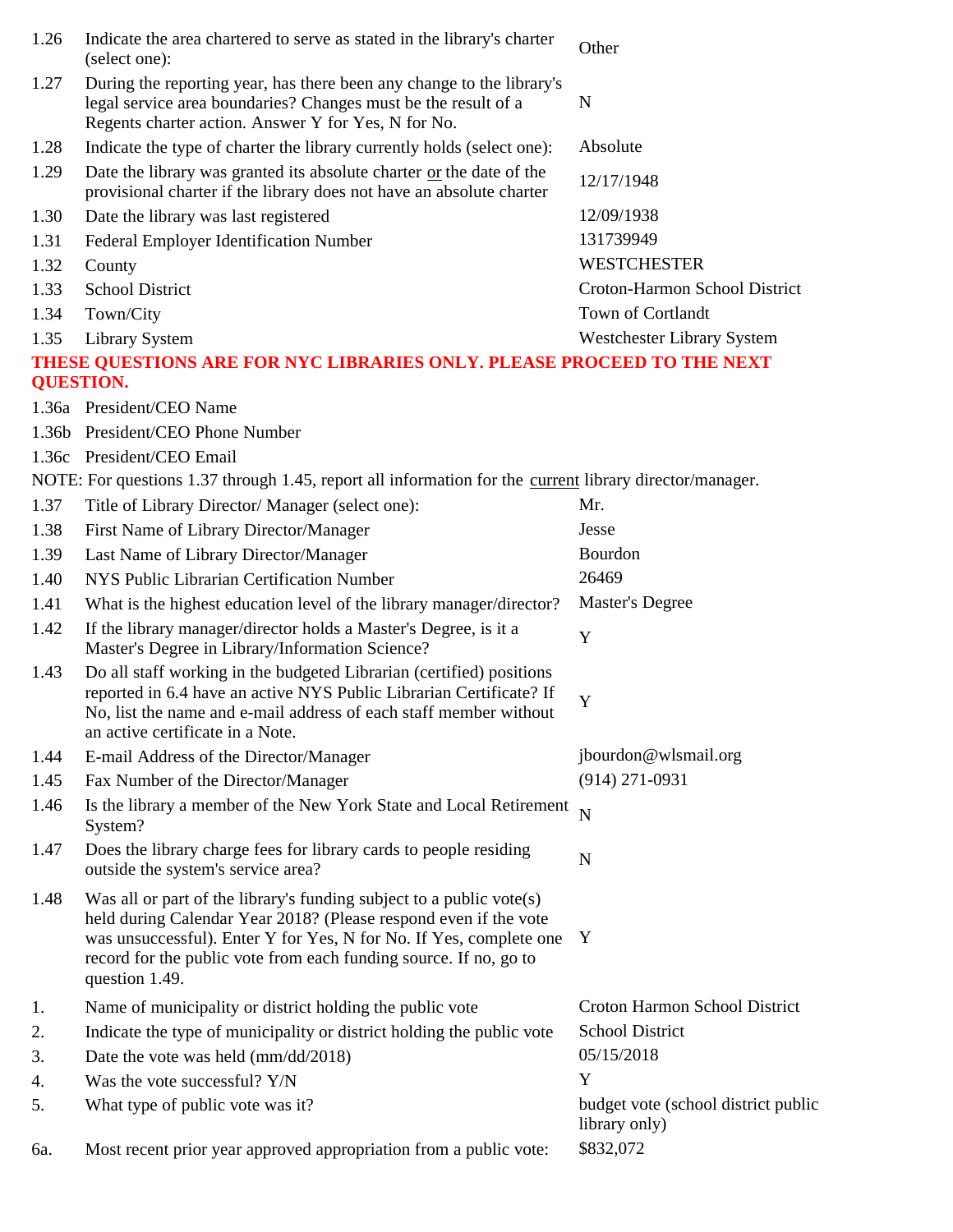| | | |
|---|---|---|
| 1.26 | Indicate the area chartered to serve as stated in the library's charter (select one): | Other |
| 1.27 | During the reporting year, has there been any change to the library's legal service area boundaries? Changes must be the result of a Regents charter action. Answer Y for Yes, N for No. | N |
| 1.28 | Indicate the type of charter the library currently holds (select one): | Absolute |
| 1.29 | Date the library was granted its absolute charter or the date of the provisional charter if the library does not have an absolute charter | 12/17/1948 |
| 1.30 | Date the library was last registered | 12/09/1938 |
| 1.31 | Federal Employer Identification Number | 131739949 |
| 1.32 | County | WESTCHESTER |
| 1.33 | School District | Croton-Harmon School District |
| 1.34 | Town/City | Town of Cortlandt |
| 1.35 | Library System | Westchester Library System |

**THESE QUESTIONS ARE FOR NYC LIBRARIES ONLY. PLEASE PROCEED TO THE NEXT QUESTION.**

| | | |
|---|---|---|
| 1.36a | President/CEO Name | |
| 1.36b | President/CEO Phone Number | |
| 1.36c | President/CEO Email | |

NOTE: For questions 1.37 through 1.45, report all information for the current library director/manager.

| | | |
|---|---|---|
| 1.37 | Title of Library Director/ Manager (select one): | Mr. |
| 1.38 | First Name of Library Director/Manager | Jesse |
| 1.39 | Last Name of Library Director/Manager | Bourdon |
| 1.40 | NYS Public Librarian Certification Number | 26469 |
| 1.41 | What is the highest education level of the library manager/director? | Master's Degree |
| 1.42 | If the library manager/director holds a Master's Degree, is it a Master's Degree in Library/Information Science? | Y |
| 1.43 | Do all staff working in the budgeted Librarian (certified) positions reported in 6.4 have an active NYS Public Librarian Certificate? If No, list the name and e-mail address of each staff member without an active certificate in a Note. | Y |
| 1.44 | E-mail Address of the Director/Manager | jbourdon@wlsmail.org |
| 1.45 | Fax Number of the Director/Manager | (914) 271-0931 |
| 1.46 | Is the library a member of the New York State and Local Retirement System? | N |
| 1.47 | Does the library charge fees for library cards to people residing outside the system's service area? | N |
| 1.48 | Was all or part of the library's funding subject to a public vote(s) held during Calendar Year 2018? (Please respond even if the vote was unsuccessful). Enter Y for Yes, N for No. If Yes, complete one record for the public vote from each funding source. If no, go to question 1.49. | Y |
| 1. | Name of municipality or district holding the public vote | Croton Harmon School District |
| 2. | Indicate the type of municipality or district holding the public vote | School District |
| 3. | Date the vote was held (mm/dd/2018) | 05/15/2018 |
| 4. | Was the vote successful? Y/N | Y |
| 5. | What type of public vote was it? | budget vote (school district public library only) |
| 6a. | Most recent prior year approved appropriation from a public vote: | $832,072 |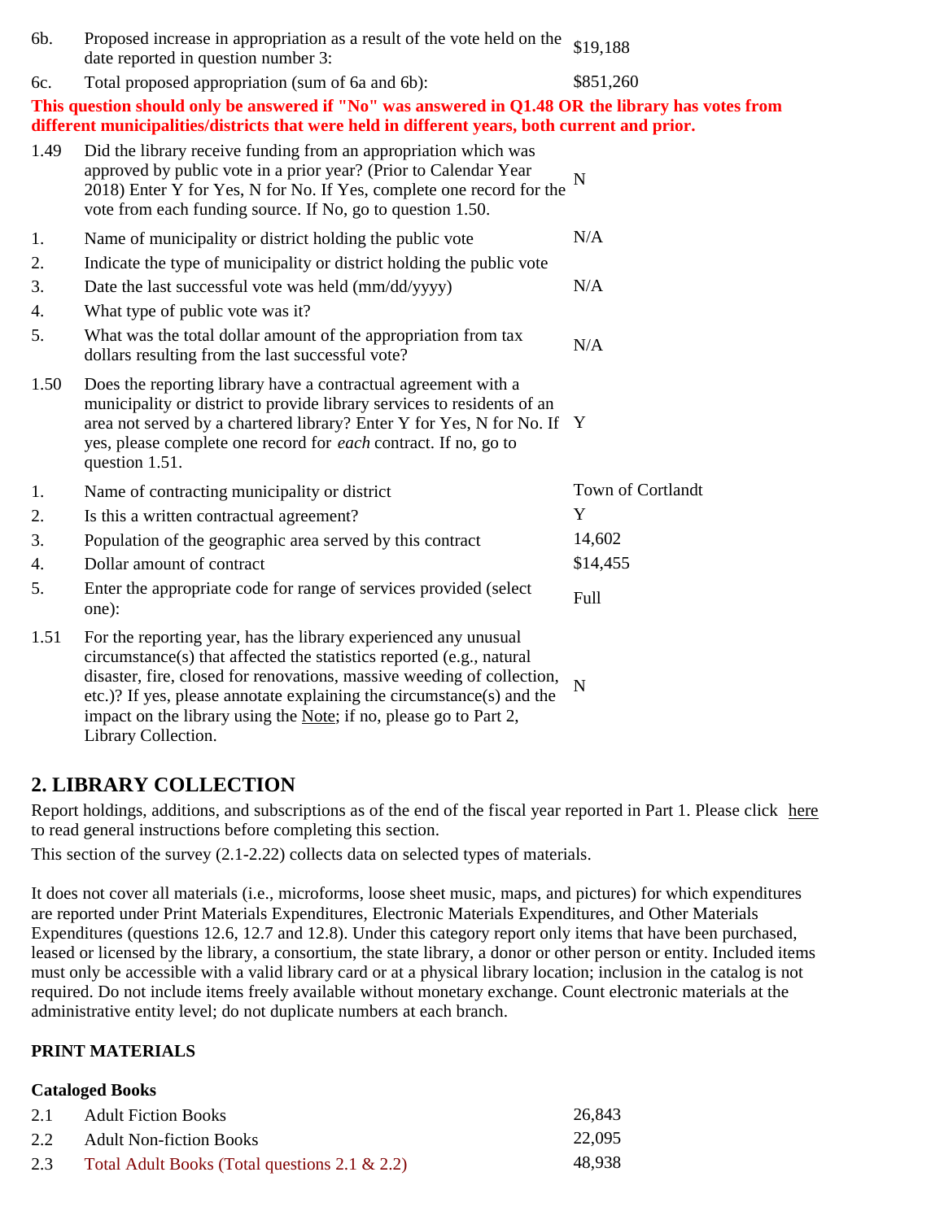| | | |
|---|---|---|
| 6b. | Proposed increase in appropriation as a result of the vote held on the date reported in question number 3: | $19,188 |
| 6c. | Total proposed appropriation (sum of 6a and 6b): | $851,260 |

**This question should only be answered if "No" was answered in Q1.48 OR the library has votes from different municipalities/districts that were held in different years, both current and prior.**

| | | |
|---|---|---|
| 1.49 | Did the library receive funding from an appropriation which was approved by public vote in a prior year? (Prior to Calendar Year 2018) Enter Y for Yes, N for No. If Yes, complete one record for the vote from each funding source. If No, go to question 1.50. | N |
| 1. | Name of municipality or district holding the public vote | N/A |
| 2. | Indicate the type of municipality or district holding the public vote | |
| 3. | Date the last successful vote was held (mm/dd/yyyy) | N/A |
| 4. | What type of public vote was it? | |
| 5. | What was the total dollar amount of the appropriation from tax dollars resulting from the last successful vote? | N/A |
| 1.50 | Does the reporting library have a contractual agreement with a municipality or district to provide library services to residents of an area not served by a chartered library? Enter Y for Yes, N for No. If yes, please complete one record for *each* contract. If no, go to question 1.51. | Y |
| 1. | Name of contracting municipality or district | Town of Cortlandt |
| 2. | Is this a written contractual agreement? | Y |
| 3. | Population of the geographic area served by this contract | 14,602 |
| 4. | Dollar amount of contract | $14,455 |
| 5. | Enter the appropriate code for range of services provided (select one): | Full |
| 1.51 | For the reporting year, has the library experienced any unusual circumstance(s) that affected the statistics reported (e.g., natural disaster, fire, closed for renovations, massive weeding of collection, etc.)? If yes, please annotate explaining the circumstance(s) and the impact on the library using the Note; if no, please go to Part 2, Library Collection. | N |

## 2. LIBRARY COLLECTION

Report holdings, additions, and subscriptions as of the end of the fiscal year reported in Part 1. Please click here to read general instructions before completing this section.

This section of the survey (2.1-2.22) collects data on selected types of materials.

It does not cover all materials (i.e., microforms, loose sheet music, maps, and pictures) for which expenditures are reported under Print Materials Expenditures, Electronic Materials Expenditures, and Other Materials Expenditures (questions 12.6, 12.7 and 12.8). Under this category report only items that have been purchased, leased or licensed by the library, a consortium, the state library, a donor or other person or entity. Included items must only be accessible with a valid library card or at a physical library location; inclusion in the catalog is not required. Do not include items freely available without monetary exchange. Count electronic materials at the administrative entity level; do not duplicate numbers at each branch.

**PRINT MATERIALS**

**Cataloged Books**

| | | |
|---|---|---|
| 2.1 | Adult Fiction Books | 26,843 |
| 2.2 | Adult Non-fiction Books | 22,095 |
| 2.3 | Total Adult Books (Total questions 2.1 & 2.2) | 48,938 |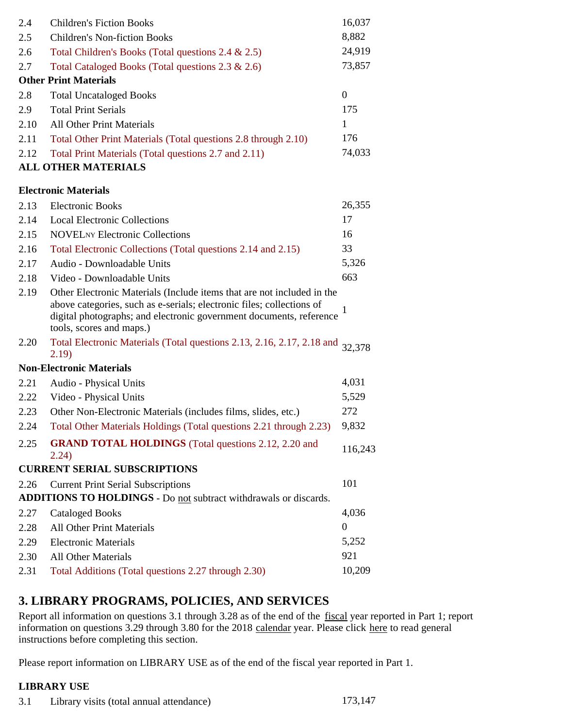| | | |
|---|---|---|
| 2.4 | Children's Fiction Books | 16,037 |
| 2.5 | Children's Non-fiction Books | 8,882 |
| 2.6 | Total Children's Books (Total questions 2.4 & 2.5) | 24,919 |
| 2.7 | Total Cataloged Books (Total questions 2.3 & 2.6) | 73,857 |

**Other Print Materials**

| | | |
|---|---|---|
| 2.8 | Total Uncataloged Books | 0 |
| 2.9 | Total Print Serials | 175 |
| 2.10 | All Other Print Materials | 1 |
| 2.11 | Total Other Print Materials (Total questions 2.8 through 2.10) | 176 |
| 2.12 | Total Print Materials (Total questions 2.7 and 2.11) | 74,033 |

**ALL OTHER MATERIALS**

**Electronic Materials**

| | | |
|---|---|---|
| 2.13 | Electronic Books | 26,355 |
| 2.14 | Local Electronic Collections | 17 |
| 2.15 | NOVELNY Electronic Collections | 16 |
| 2.16 | Total Electronic Collections (Total questions 2.14 and 2.15) | 33 |
| 2.17 | Audio - Downloadable Units | 5,326 |
| 2.18 | Video - Downloadable Units | 663 |
| 2.19 | Other Electronic Materials (Include items that are not included in the above categories, such as e-serials; electronic files; collections of digital photographs; and electronic government documents, reference tools, scores and maps.) | 1 |
| 2.20 | Total Electronic Materials (Total questions 2.13, 2.16, 2.17, 2.18 and 2.19) | 32,378 |

**Non-Electronic Materials**

| | | |
|---|---|---|
| 2.21 | Audio - Physical Units | 4,031 |
| 2.22 | Video - Physical Units | 5,529 |
| 2.23 | Other Non-Electronic Materials (includes films, slides, etc.) | 272 |
| 2.24 | Total Other Materials Holdings (Total questions 2.21 through 2.23) | 9,832 |
| 2.25 | **GRAND TOTAL HOLDINGS** (Total questions 2.12, 2.20 and 2.24) | 116,243 |

**CURRENT SERIAL SUBSCRIPTIONS**

| | | |
|---|---|---|
| 2.26 | Current Print Serial Subscriptions | 101 |

**ADDITIONS TO HOLDINGS** - Do not subtract withdrawals or discards.

| | | |
|---|---|---|
| 2.27 | Cataloged Books | 4,036 |
| 2.28 | All Other Print Materials | 0 |
| 2.29 | Electronic Materials | 5,252 |
| 2.30 | All Other Materials | 921 |
| 2.31 | Total Additions (Total questions 2.27 through 2.30) | 10,209 |

## 3. LIBRARY PROGRAMS, POLICIES, AND SERVICES

Report all information on questions 3.1 through 3.28 as of the end of the fiscal year reported in Part 1; report information on questions 3.29 through 3.80 for the 2018 calendar year. Please click here to read general instructions before completing this section.

Please report information on LIBRARY USE as of the end of the fiscal year reported in Part 1.

**LIBRARY USE**

| | | |
|---|---|---|
| 3.1 | Library visits (total annual attendance) | 173,147 |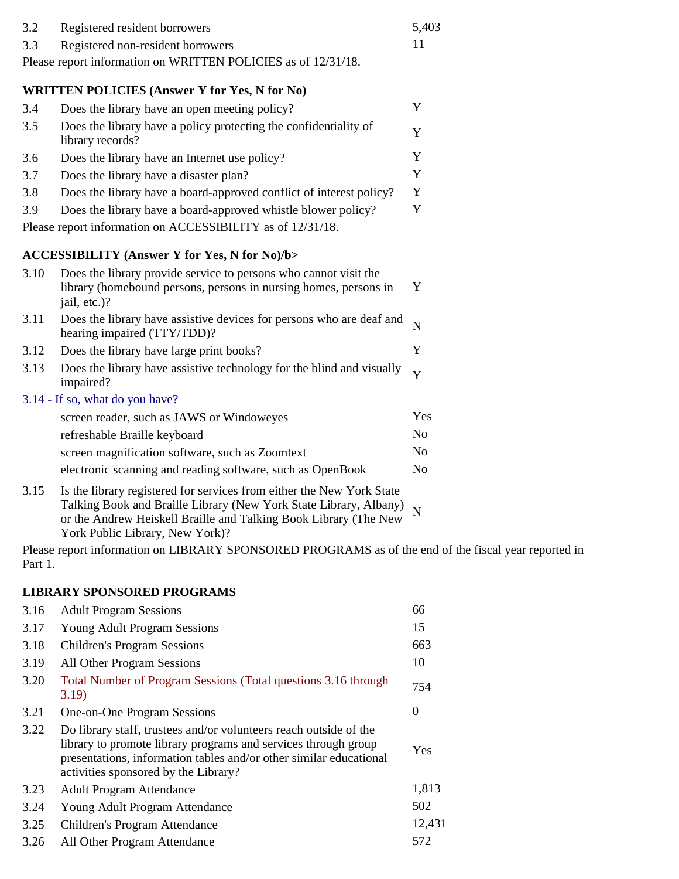| | | |
|---|---|---|
| 3.2 | Registered resident borrowers | 5,403 |
| 3.3 | Registered non-resident borrowers | 11 |

Please report information on WRITTEN POLICIES as of 12/31/18.

**WRITTEN POLICIES (Answer Y for Yes, N for No)**

| | | |
|---|---|---|
| 3.4 | Does the library have an open meeting policy? | Y |
| 3.5 | Does the library have a policy protecting the confidentiality of library records? | Y |
| 3.6 | Does the library have an Internet use policy? | Y |
| 3.7 | Does the library have a disaster plan? | Y |
| 3.8 | Does the library have a board-approved conflict of interest policy? | Y |
| 3.9 | Does the library have a board-approved whistle blower policy? | Y |

Please report information on ACCESSIBILITY as of 12/31/18.

**ACCESSIBILITY (Answer Y for Yes, N for No)/b>**

| | | |
|---|---|---|
| 3.10 | Does the library provide service to persons who cannot visit the library (homebound persons, persons in nursing homes, persons in jail, etc.)? | Y |
| 3.11 | Does the library have assistive devices for persons who are deaf and hearing impaired (TTY/TDD)? | N |
| 3.12 | Does the library have large print books? | Y |
| 3.13 | Does the library have assistive technology for the blind and visually impaired? | Y |

3.14 - If so, what do you have?

| | |
|---|---|
| screen reader, such as JAWS or Windoweyes | Yes |
| refreshable Braille keyboard | No |
| screen magnification software, such as Zoomtext | No |
| electronic scanning and reading software, such as OpenBook | No |

| | | |
|---|---|---|
| 3.15 | Is the library registered for services from either the New York State Talking Book and Braille Library (New York State Library, Albany) or the Andrew Heiskell Braille and Talking Book Library (The New York Public Library, New York)? | N |

Please report information on LIBRARY SPONSORED PROGRAMS as of the end of the fiscal year reported in Part 1.

**LIBRARY SPONSORED PROGRAMS**

| | | |
|---|---|---|
| 3.16 | Adult Program Sessions | 66 |
| 3.17 | Young Adult Program Sessions | 15 |
| 3.18 | Children's Program Sessions | 663 |
| 3.19 | All Other Program Sessions | 10 |
| 3.20 | Total Number of Program Sessions (Total questions 3.16 through 3.19) | 754 |
| 3.21 | One-on-One Program Sessions | 0 |
| 3.22 | Do library staff, trustees and/or volunteers reach outside of the library to promote library programs and services through group presentations, information tables and/or other similar educational activities sponsored by the Library? | Yes |
| 3.23 | Adult Program Attendance | 1,813 |
| 3.24 | Young Adult Program Attendance | 502 |
| 3.25 | Children's Program Attendance | 12,431 |
| 3.26 | All Other Program Attendance | 572 |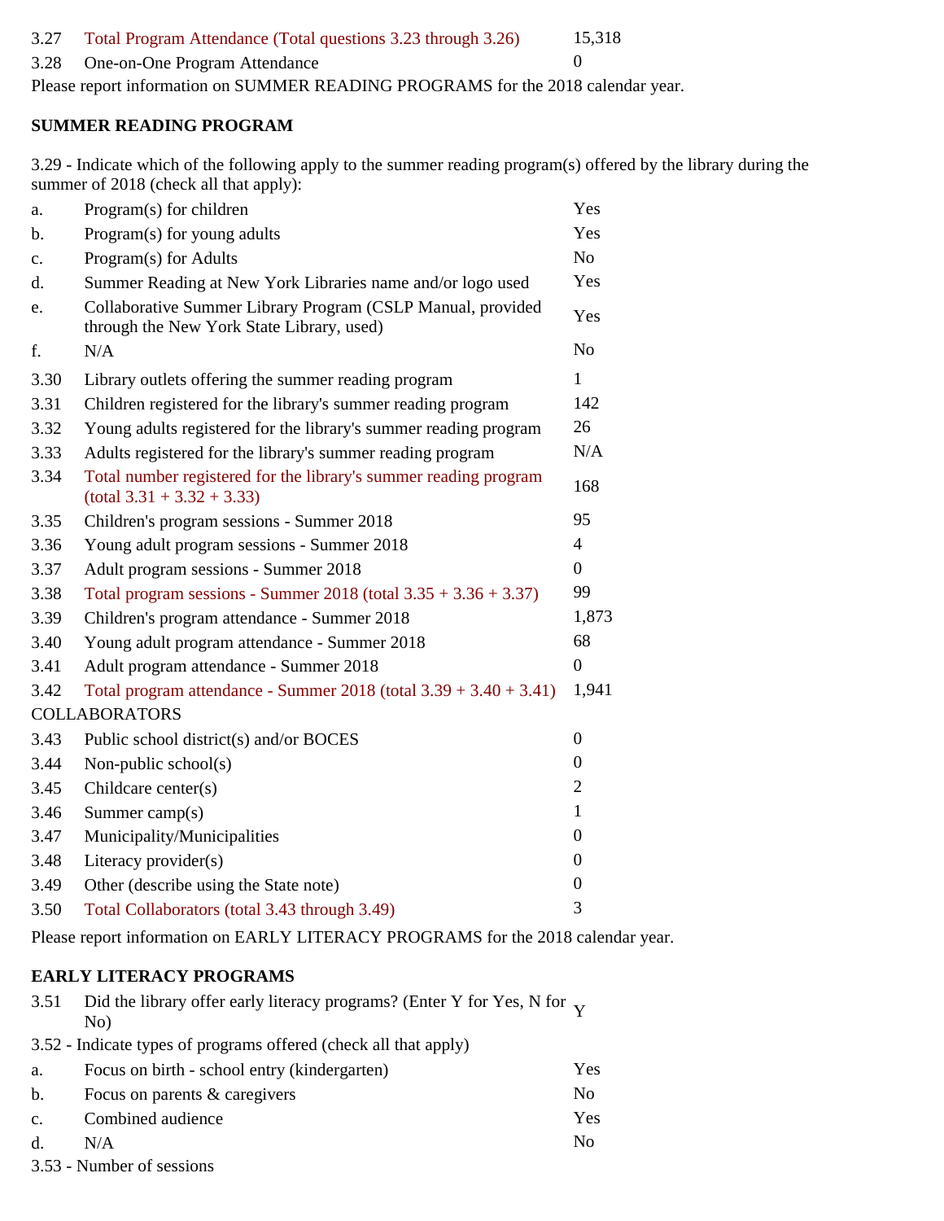| | | |
|---|---|---|
| 3.27 | Total Program Attendance (Total questions 3.23 through 3.26) | 15,318 |
| 3.28 | One-on-One Program Attendance | 0 |

Please report information on SUMMER READING PROGRAMS for the 2018 calendar year.

**SUMMER READING PROGRAM**

3.29 - Indicate which of the following apply to the summer reading program(s) offered by the library during the summer of 2018 (check all that apply):

| | | |
|---|---|---|
| a. | Program(s) for children | Yes |
| b. | Program(s) for young adults | Yes |
| c. | Program(s) for Adults | No |
| d. | Summer Reading at New York Libraries name and/or logo used | Yes |
| e. | Collaborative Summer Library Program (CSLP Manual, provided through the New York State Library, used) | Yes |
| f. | N/A | No |
| 3.30 | Library outlets offering the summer reading program | 1 |
| 3.31 | Children registered for the library's summer reading program | 142 |
| 3.32 | Young adults registered for the library's summer reading program | 26 |
| 3.33 | Adults registered for the library's summer reading program | N/A |
| 3.34 | Total number registered for the library's summer reading program (total 3.31 + 3.32 + 3.33) | 168 |
| 3.35 | Children's program sessions - Summer 2018 | 95 |
| 3.36 | Young adult program sessions - Summer 2018 | 4 |
| 3.37 | Adult program sessions - Summer 2018 | 0 |
| 3.38 | Total program sessions - Summer 2018 (total 3.35 + 3.36 + 3.37) | 99 |
| 3.39 | Children's program attendance - Summer 2018 | 1,873 |
| 3.40 | Young adult program attendance - Summer 2018 | 68 |
| 3.41 | Adult program attendance - Summer 2018 | 0 |
| 3.42 | Total program attendance - Summer 2018 (total 3.39 + 3.40 + 3.41) | 1,941 |

COLLABORATORS

| | | |
|---|---|---|
| 3.43 | Public school district(s) and/or BOCES | 0 |
| 3.44 | Non-public school(s) | 0 |
| 3.45 | Childcare center(s) | 2 |
| 3.46 | Summer camp(s) | 1 |
| 3.47 | Municipality/Municipalities | 0 |
| 3.48 | Literacy provider(s) | 0 |
| 3.49 | Other (describe using the State note) | 0 |
| 3.50 | Total Collaborators (total 3.43 through 3.49) | 3 |

Please report information on EARLY LITERACY PROGRAMS for the 2018 calendar year.

**EARLY LITERACY PROGRAMS**

| | | |
|---|---|---|
| 3.51 | Did the library offer early literacy programs? (Enter Y for Yes, N for No) | Y |

3.52 - Indicate types of programs offered (check all that apply)

| | | |
|---|---|---|
| a. | Focus on birth - school entry (kindergarten) | Yes |
| b. | Focus on parents & caregivers | No |
| c. | Combined audience | Yes |
| d. | N/A | No |

3.53 - Number of sessions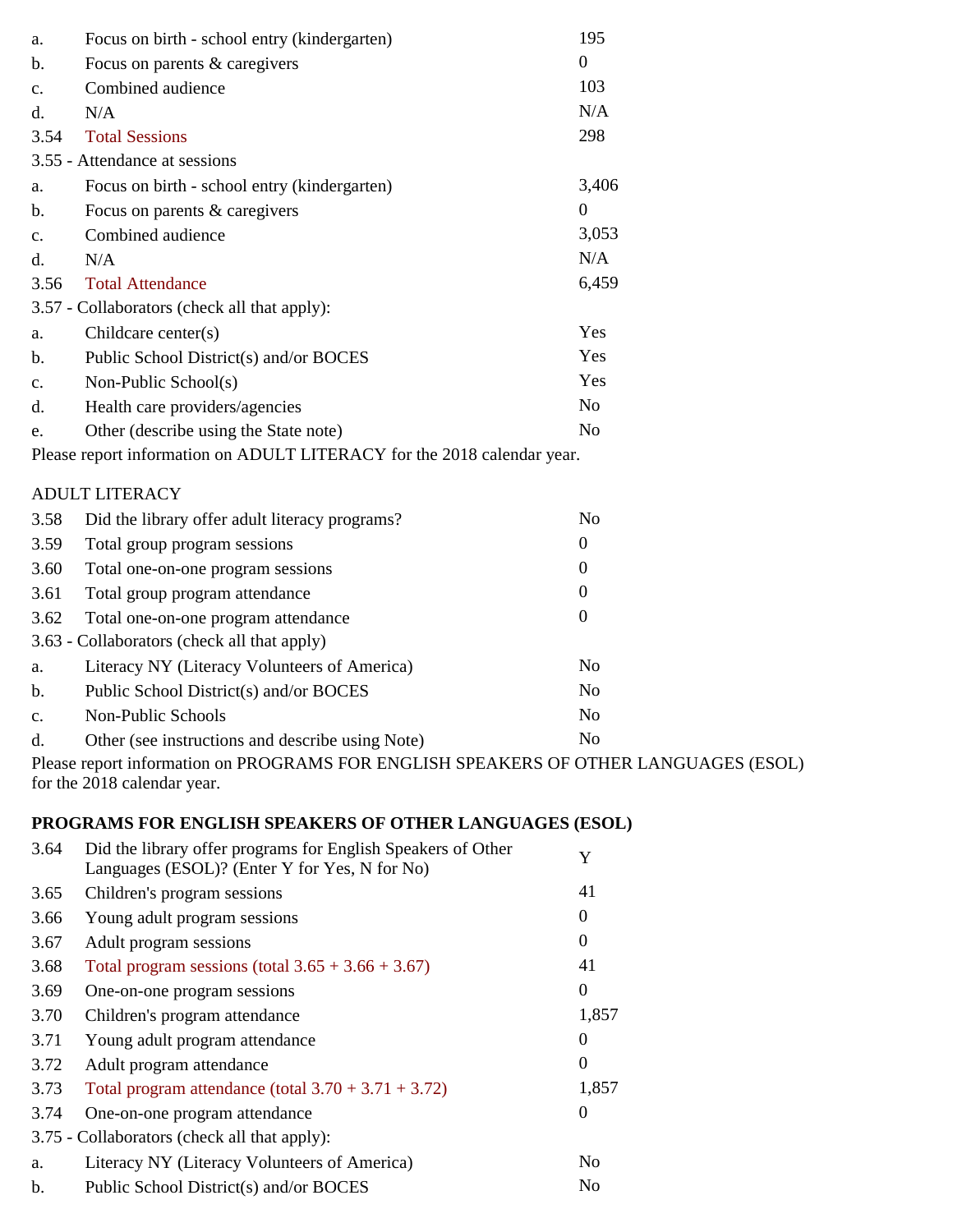| | | |
|---|---|---|
| a. | Focus on birth - school entry (kindergarten) | 195 |
| b. | Focus on parents & caregivers | 0 |
| c. | Combined audience | 103 |
| d. | N/A | N/A |
| 3.54 | Total Sessions | 298 |

3.55 - Attendance at sessions

| | | |
|---|---|---|
| a. | Focus on birth - school entry (kindergarten) | 3,406 |
| b. | Focus on parents & caregivers | 0 |
| c. | Combined audience | 3,053 |
| d. | N/A | N/A |
| 3.56 | Total Attendance | 6,459 |

3.57 - Collaborators (check all that apply):

| | | |
|---|---|---|
| a. | Childcare center(s) | Yes |
| b. | Public School District(s) and/or BOCES | Yes |
| c. | Non-Public School(s) | Yes |
| d. | Health care providers/agencies | No |
| e. | Other (describe using the State note) | No |

Please report information on ADULT LITERACY for the 2018 calendar year.

ADULT LITERACY

| | | |
|---|---|---|
| 3.58 | Did the library offer adult literacy programs? | No |
| 3.59 | Total group program sessions | 0 |
| 3.60 | Total one-on-one program sessions | 0 |
| 3.61 | Total group program attendance | 0 |
| 3.62 | Total one-on-one program attendance | 0 |

3.63 - Collaborators (check all that apply)

| | | |
|---|---|---|
| a. | Literacy NY (Literacy Volunteers of America) | No |
| b. | Public School District(s) and/or BOCES | No |
| c. | Non-Public Schools | No |
| d. | Other (see instructions and describe using Note) | No |

Please report information on PROGRAMS FOR ENGLISH SPEAKERS OF OTHER LANGUAGES (ESOL) for the 2018 calendar year.

**PROGRAMS FOR ENGLISH SPEAKERS OF OTHER LANGUAGES (ESOL)**

| | | |
|---|---|---|
| 3.64 | Did the library offer programs for English Speakers of Other Languages (ESOL)? (Enter Y for Yes, N for No) | Y |
| 3.65 | Children's program sessions | 41 |
| 3.66 | Young adult program sessions | 0 |
| 3.67 | Adult program sessions | 0 |
| 3.68 | Total program sessions (total 3.65 + 3.66 + 3.67) | 41 |
| 3.69 | One-on-one program sessions | 0 |
| 3.70 | Children's program attendance | 1,857 |
| 3.71 | Young adult program attendance | 0 |
| 3.72 | Adult program attendance | 0 |
| 3.73 | Total program attendance (total 3.70 + 3.71 + 3.72) | 1,857 |
| 3.74 | One-on-one program attendance | 0 |

3.75 - Collaborators (check all that apply):

| | | |
|---|---|---|
| a. | Literacy NY (Literacy Volunteers of America) | No |
| b. | Public School District(s) and/or BOCES | No |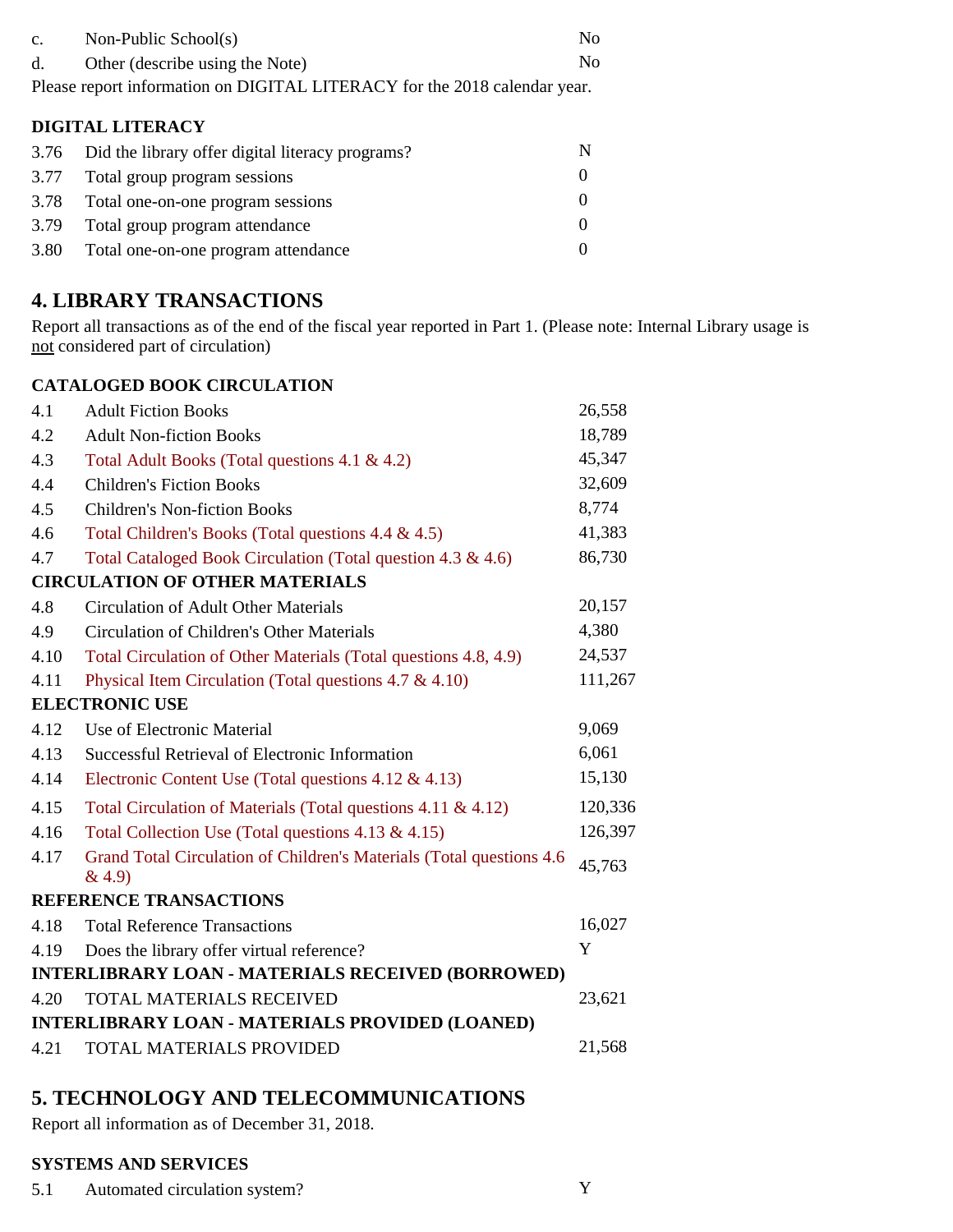| | | |
|---|---|---|
| c. | Non-Public School(s) | No |
| d. | Other (describe using the Note) | No |

Please report information on DIGITAL LITERACY for the 2018 calendar year.

### DIGITAL LITERACY

| | | |
|---|---|---|
| 3.76 | Did the library offer digital literacy programs? | N |
| 3.77 | Total group program sessions | 0 |
| 3.78 | Total one-on-one program sessions | 0 |
| 3.79 | Total group program attendance | 0 |
| 3.80 | Total one-on-one program attendance | 0 |

## 4. LIBRARY TRANSACTIONS

Report all transactions as of the end of the fiscal year reported in Part 1. (Please note: Internal Library usage is not considered part of circulation)

### CATALOGED BOOK CIRCULATION

| | | |
|---|---|---|
| 4.1 | Adult Fiction Books | 26,558 |
| 4.2 | Adult Non-fiction Books | 18,789 |
| 4.3 | Total Adult Books (Total questions 4.1 & 4.2) | 45,347 |
| 4.4 | Children's Fiction Books | 32,609 |
| 4.5 | Children's Non-fiction Books | 8,774 |
| 4.6 | Total Children's Books (Total questions 4.4 & 4.5) | 41,383 |
| 4.7 | Total Cataloged Book Circulation (Total question 4.3 & 4.6) | 86,730 |

### CIRCULATION OF OTHER MATERIALS

| | | |
|---|---|---|
| 4.8 | Circulation of Adult Other Materials | 20,157 |
| 4.9 | Circulation of Children's Other Materials | 4,380 |
| 4.10 | Total Circulation of Other Materials (Total questions 4.8, 4.9) | 24,537 |
| 4.11 | Physical Item Circulation (Total questions 4.7 & 4.10) | 111,267 |

### ELECTRONIC USE

| | | |
|---|---|---|
| 4.12 | Use of Electronic Material | 9,069 |
| 4.13 | Successful Retrieval of Electronic Information | 6,061 |
| 4.14 | Electronic Content Use (Total questions 4.12 & 4.13) | 15,130 |
| 4.15 | Total Circulation of Materials (Total questions 4.11 & 4.12) | 120,336 |
| 4.16 | Total Collection Use (Total questions 4.13 & 4.15) | 126,397 |
| 4.17 | Grand Total Circulation of Children's Materials (Total questions 4.6 & 4.9) | 45,763 |

### REFERENCE TRANSACTIONS

| | | |
|---|---|---|
| 4.18 | Total Reference Transactions | 16,027 |
| 4.19 | Does the library offer virtual reference? | Y |

### INTERLIBRARY LOAN - MATERIALS RECEIVED (BORROWED)

| | | |
|---|---|---|
| 4.20 | TOTAL MATERIALS RECEIVED | 23,621 |

### INTERLIBRARY LOAN - MATERIALS PROVIDED (LOANED)

| | | |
|---|---|---|
| 4.21 | TOTAL MATERIALS PROVIDED | 21,568 |

## 5. TECHNOLOGY AND TELECOMMUNICATIONS

Report all information as of December 31, 2018.

### SYSTEMS AND SERVICES

| | | |
|---|---|---|
| 5.1 | Automated circulation system? | Y |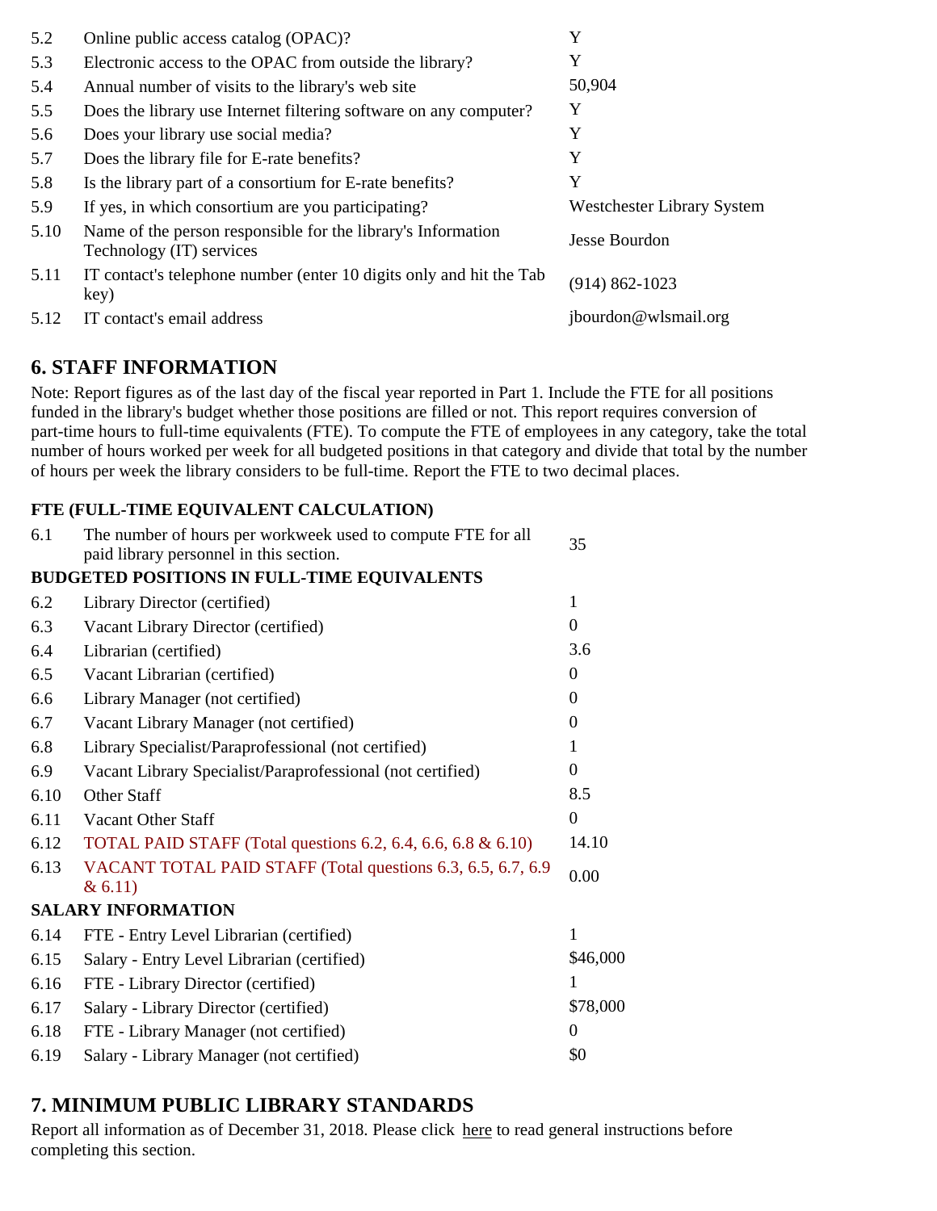| | | |
|---|---|---|
| 5.2 | Online public access catalog (OPAC)? | Y |
| 5.3 | Electronic access to the OPAC from outside the library? | Y |
| 5.4 | Annual number of visits to the library's web site | 50,904 |
| 5.5 | Does the library use Internet filtering software on any computer? | Y |
| 5.6 | Does your library use social media? | Y |
| 5.7 | Does the library file for E-rate benefits? | Y |
| 5.8 | Is the library part of a consortium for E-rate benefits? | Y |
| 5.9 | If yes, in which consortium are you participating? | Westchester Library System |
| 5.10 | Name of the person responsible for the library's Information Technology (IT) services | Jesse Bourdon |
| 5.11 | IT contact's telephone number (enter 10 digits only and hit the Tab key) | (914) 862-1023 |
| 5.12 | IT contact's email address | jbourdon@wlsmail.org |

## 6. STAFF INFORMATION

Note: Report figures as of the last day of the fiscal year reported in Part 1. Include the FTE for all positions funded in the library's budget whether those positions are filled or not. This report requires conversion of part-time hours to full-time equivalents (FTE). To compute the FTE of employees in any category, take the total number of hours worked per week for all budgeted positions in that category and divide that total by the number of hours per week the library considers to be full-time. Report the FTE to two decimal places.

### FTE (FULL-TIME EQUIVALENT CALCULATION)

| | | |
|---|---|---|
| 6.1 | The number of hours per workweek used to compute FTE for all paid library personnel in this section. | 35 |
| **BUDGETED POSITIONS IN FULL-TIME EQUIVALENTS** | | |
| 6.2 | Library Director (certified) | 1 |
| 6.3 | Vacant Library Director (certified) | 0 |
| 6.4 | Librarian (certified) | 3.6 |
| 6.5 | Vacant Librarian (certified) | 0 |
| 6.6 | Library Manager (not certified) | 0 |
| 6.7 | Vacant Library Manager (not certified) | 0 |
| 6.8 | Library Specialist/Paraprofessional (not certified) | 1 |
| 6.9 | Vacant Library Specialist/Paraprofessional (not certified) | 0 |
| 6.10 | Other Staff | 8.5 |
| 6.11 | Vacant Other Staff | 0 |
| 6.12 | TOTAL PAID STAFF (Total questions 6.2, 6.4, 6.6, 6.8 & 6.10) | 14.10 |
| 6.13 | VACANT TOTAL PAID STAFF (Total questions 6.3, 6.5, 6.7, 6.9 & 6.11) | 0.00 |
| **SALARY INFORMATION** | | |
| 6.14 | FTE - Entry Level Librarian (certified) | 1 |
| 6.15 | Salary - Entry Level Librarian (certified) | $46,000 |
| 6.16 | FTE - Library Director (certified) | 1 |
| 6.17 | Salary - Library Director (certified) | $78,000 |
| 6.18 | FTE - Library Manager (not certified) | 0 |
| 6.19 | Salary - Library Manager (not certified) | $0 |

## 7. MINIMUM PUBLIC LIBRARY STANDARDS

Report all information as of December 31, 2018. Please click here to read general instructions before completing this section.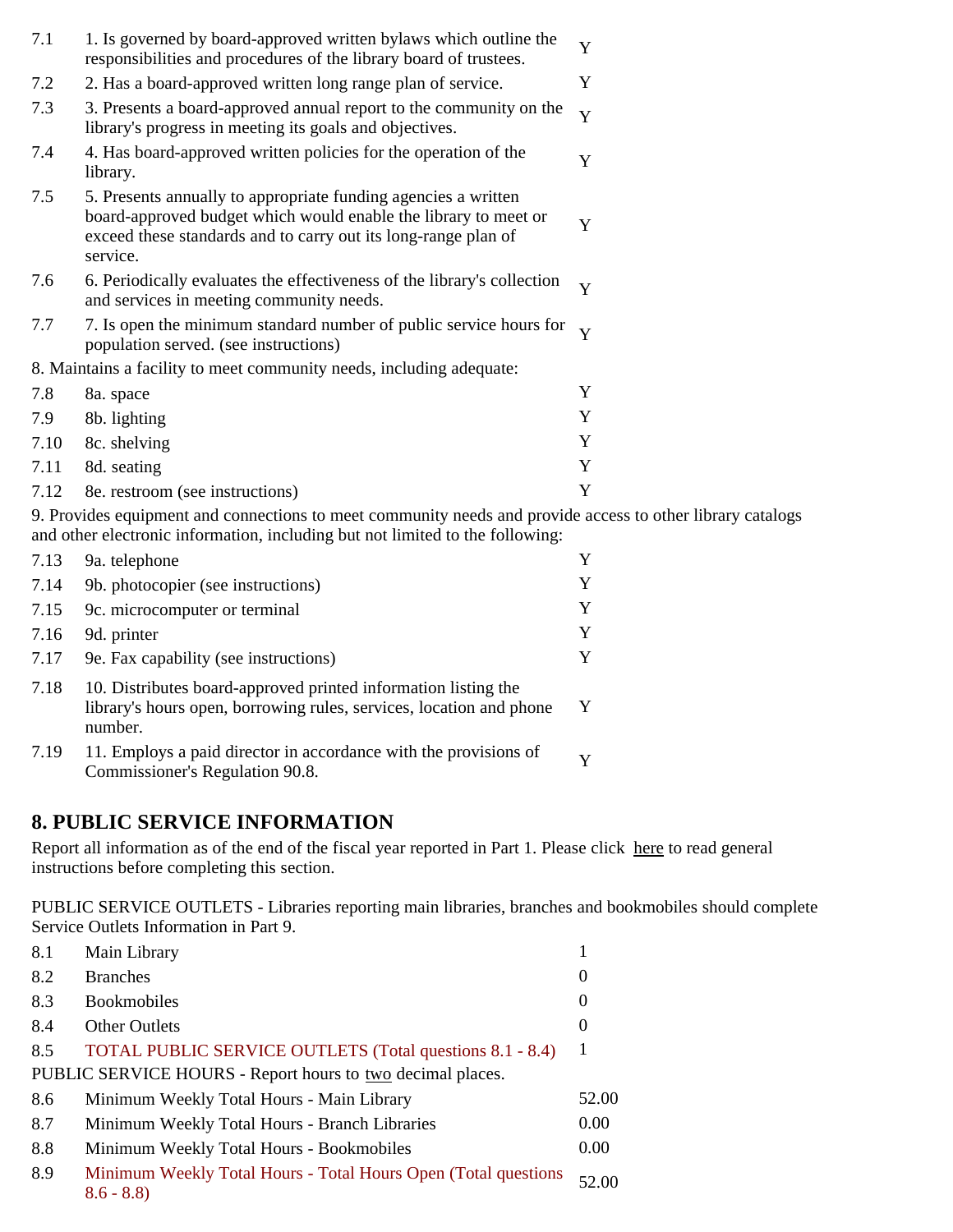| | | |
|---|---|---|
| 7.1 | 1. Is governed by board-approved written bylaws which outline the responsibilities and procedures of the library board of trustees. | Y |
| 7.2 | 2. Has a board-approved written long range plan of service. | Y |
| 7.3 | 3. Presents a board-approved annual report to the community on the library's progress in meeting its goals and objectives. | Y |
| 7.4 | 4. Has board-approved written policies for the operation of the library. | Y |
| 7.5 | 5. Presents annually to appropriate funding agencies a written board-approved budget which would enable the library to meet or exceed these standards and to carry out its long-range plan of service. | Y |
| 7.6 | 6. Periodically evaluates the effectiveness of the library's collection and services in meeting community needs. | Y |
| 7.7 | 7. Is open the minimum standard number of public service hours for population served. (see instructions) | Y |

8. Maintains a facility to meet community needs, including adequate:

| | | |
|---|---|---|
| 7.8 | 8a. space | Y |
| 7.9 | 8b. lighting | Y |
| 7.10 | 8c. shelving | Y |
| 7.11 | 8d. seating | Y |
| 7.12 | 8e. restroom (see instructions) | Y |

9. Provides equipment and connections to meet community needs and provide access to other library catalogs and other electronic information, including but not limited to the following:

| | | |
|---|---|---|
| 7.13 | 9a. telephone | Y |
| 7.14 | 9b. photocopier (see instructions) | Y |
| 7.15 | 9c. microcomputer or terminal | Y |
| 7.16 | 9d. printer | Y |
| 7.17 | 9e. Fax capability (see instructions) | Y |
| 7.18 | 10. Distributes board-approved printed information listing the library's hours open, borrowing rules, services, location and phone number. | Y |
| 7.19 | 11. Employs a paid director in accordance with the provisions of Commissioner's Regulation 90.8. | Y |

## 8. PUBLIC SERVICE INFORMATION

Report all information as of the end of the fiscal year reported in Part 1. Please click here to read general instructions before completing this section.

PUBLIC SERVICE OUTLETS - Libraries reporting main libraries, branches and bookmobiles should complete Service Outlets Information in Part 9.

| | | |
|---|---|---|
| 8.1 | Main Library | 1 |
| 8.2 | Branches | 0 |
| 8.3 | Bookmobiles | 0 |
| 8.4 | Other Outlets | 0 |
| 8.5 | TOTAL PUBLIC SERVICE OUTLETS (Total questions 8.1 - 8.4) | 1 |

PUBLIC SERVICE HOURS - Report hours to two decimal places.

| | | |
|---|---|---|
| 8.6 | Minimum Weekly Total Hours - Main Library | 52.00 |
| 8.7 | Minimum Weekly Total Hours - Branch Libraries | 0.00 |
| 8.8 | Minimum Weekly Total Hours - Bookmobiles | 0.00 |
| 8.9 | Minimum Weekly Total Hours - Total Hours Open (Total questions 8.6 - 8.8) | 52.00 |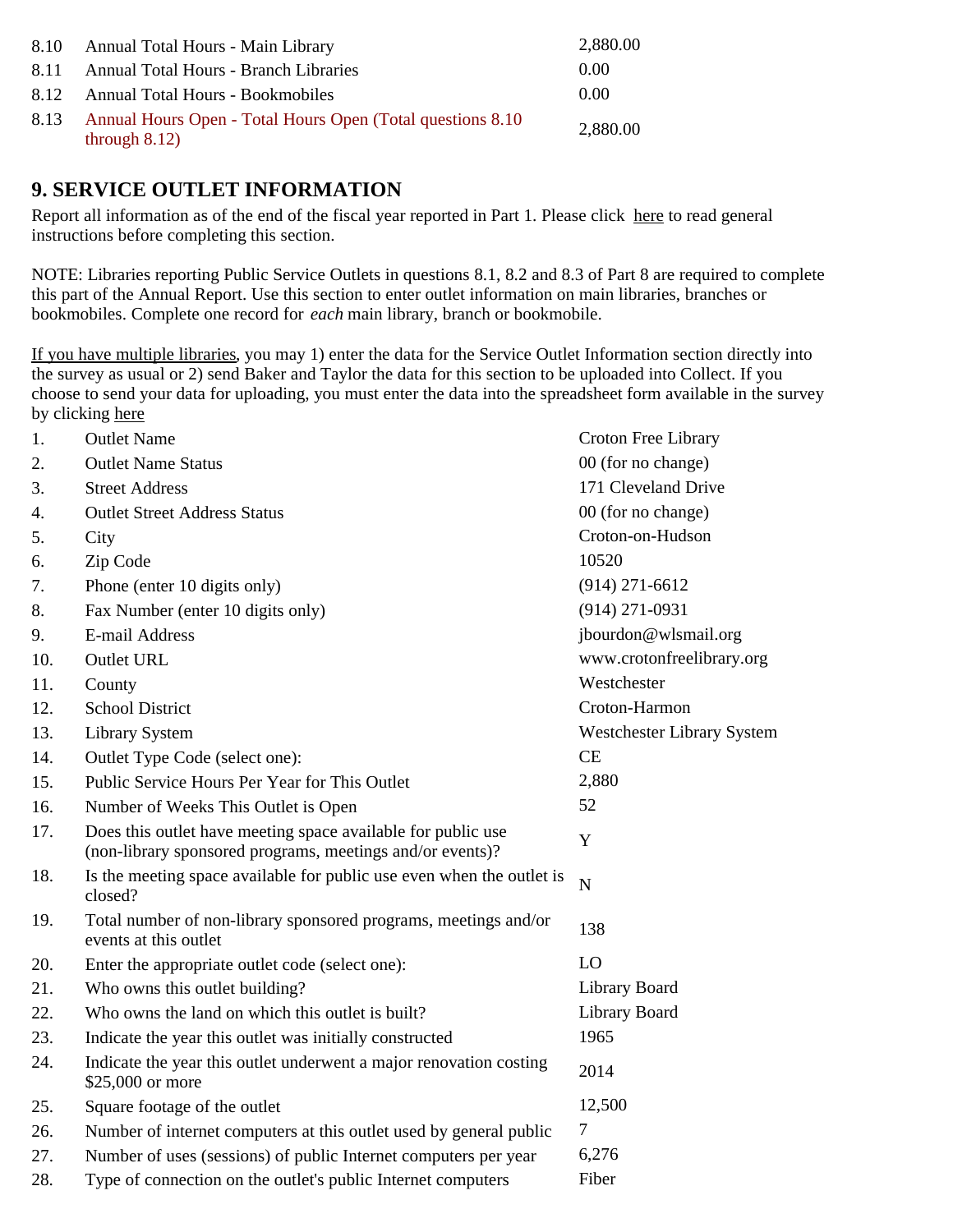| | | |
|---|---|---|
| 8.10 | Annual Total Hours - Main Library | 2,880.00 |
| 8.11 | Annual Total Hours - Branch Libraries | 0.00 |
| 8.12 | Annual Total Hours - Bookmobiles | 0.00 |
| 8.13 | Annual Hours Open - Total Hours Open (Total questions 8.10 through 8.12) | 2,880.00 |

## 9. SERVICE OUTLET INFORMATION

Report all information as of the end of the fiscal year reported in Part 1. Please click here to read general instructions before completing this section.

NOTE: Libraries reporting Public Service Outlets in questions 8.1, 8.2 and 8.3 of Part 8 are required to complete this part of the Annual Report. Use this section to enter outlet information on main libraries, branches or bookmobiles. Complete one record for *each* main library, branch or bookmobile.

If you have multiple libraries, you may 1) enter the data for the Service Outlet Information section directly into the survey as usual or 2) send Baker and Taylor the data for this section to be uploaded into Collect. If you choose to send your data for uploading, you must enter the data into the spreadsheet form available in the survey by clicking here

| | | |
|---|---|---|
| 1. | Outlet Name | Croton Free Library |
| 2. | Outlet Name Status | 00 (for no change) |
| 3. | Street Address | 171 Cleveland Drive |
| 4. | Outlet Street Address Status | 00 (for no change) |
| 5. | City | Croton-on-Hudson |
| 6. | Zip Code | 10520 |
| 7. | Phone (enter 10 digits only) | (914) 271-6612 |
| 8. | Fax Number (enter 10 digits only) | (914) 271-0931 |
| 9. | E-mail Address | jbourdon@wlsmail.org |
| 10. | Outlet URL | www.crotonfreelibrary.org |
| 11. | County | Westchester |
| 12. | School District | Croton-Harmon |
| 13. | Library System | Westchester Library System |
| 14. | Outlet Type Code (select one): | CE |
| 15. | Public Service Hours Per Year for This Outlet | 2,880 |
| 16. | Number of Weeks This Outlet is Open | 52 |
| 17. | Does this outlet have meeting space available for public use (non-library sponsored programs, meetings and/or events)? | Y |
| 18. | Is the meeting space available for public use even when the outlet is closed? | N |
| 19. | Total number of non-library sponsored programs, meetings and/or events at this outlet | 138 |
| 20. | Enter the appropriate outlet code (select one): | LO |
| 21. | Who owns this outlet building? | Library Board |
| 22. | Who owns the land on which this outlet is built? | Library Board |
| 23. | Indicate the year this outlet was initially constructed | 1965 |
| 24. | Indicate the year this outlet underwent a major renovation costing $25,000 or more | 2014 |
| 25. | Square footage of the outlet | 12,500 |
| 26. | Number of internet computers at this outlet used by general public | 7 |
| 27. | Number of uses (sessions) of public Internet computers per year | 6,276 |
| 28. | Type of connection on the outlet's public Internet computers | Fiber |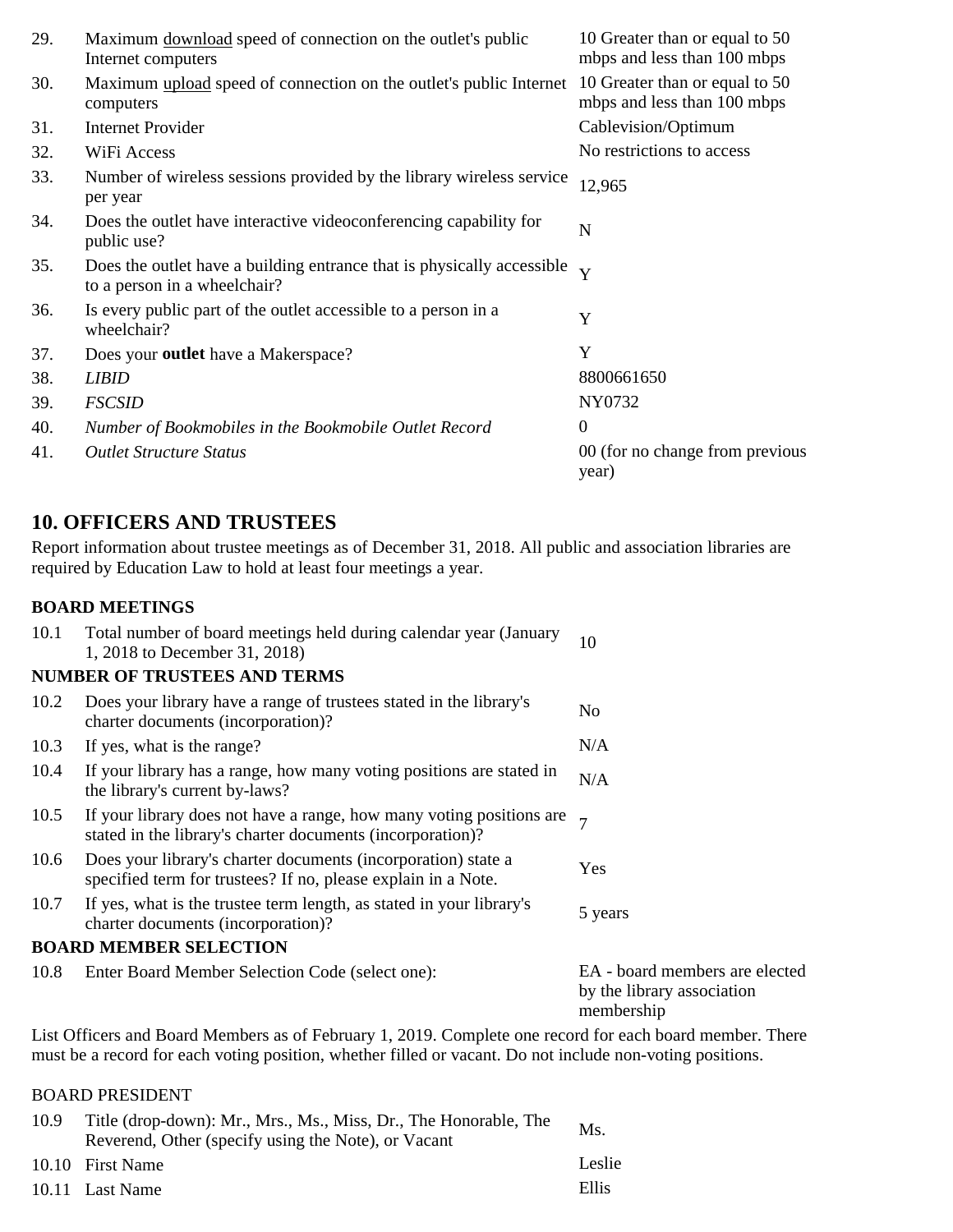| | | |
|---|---|---|
| 29. | Maximum download speed of connection on the outlet's public Internet computers | 10 Greater than or equal to 50 mbps and less than 100 mbps |
| 30. | Maximum upload speed of connection on the outlet's public Internet computers | 10 Greater than or equal to 50 mbps and less than 100 mbps |
| 31. | Internet Provider | Cablevision/Optimum |
| 32. | WiFi Access | No restrictions to access |
| 33. | Number of wireless sessions provided by the library wireless service per year | 12,965 |
| 34. | Does the outlet have interactive videoconferencing capability for public use? | N |
| 35. | Does the outlet have a building entrance that is physically accessible to a person in a wheelchair? | Y |
| 36. | Is every public part of the outlet accessible to a person in a wheelchair? | Y |
| 37. | Does your **outlet** have a Makerspace? | Y |
| 38. | *LIBID* | 8800661650 |
| 39. | *FSCSID* | NY0732 |
| 40. | *Number of Bookmobiles in the Bookmobile Outlet Record* | 0 |
| 41. | *Outlet Structure Status* | 00 (for no change from previous year) |

## 10. OFFICERS AND TRUSTEES

Report information about trustee meetings as of December 31, 2018. All public and association libraries are required by Education Law to hold at least four meetings a year.

**BOARD MEETINGS**

| | | |
|---|---|---|
| 10.1 | Total number of board meetings held during calendar year (January 1, 2018 to December 31, 2018) | 10 |

**NUMBER OF TRUSTEES AND TERMS**

| | | |
|---|---|---|
| 10.2 | Does your library have a range of trustees stated in the library's charter documents (incorporation)? | No |
| 10.3 | If yes, what is the range? | N/A |
| 10.4 | If your library has a range, how many voting positions are stated in the library's current by-laws? | N/A |
| 10.5 | If your library does not have a range, how many voting positions are stated in the library's charter documents (incorporation)? | 7 |
| 10.6 | Does your library's charter documents (incorporation) state a specified term for trustees? If no, please explain in a Note. | Yes |
| 10.7 | If yes, what is the trustee term length, as stated in your library's charter documents (incorporation)? | 5 years |

**BOARD MEMBER SELECTION**

| | | |
|---|---|---|
| 10.8 | Enter Board Member Selection Code (select one): | EA - board members are elected by the library association membership |

List Officers and Board Members as of February 1, 2019. Complete one record for each board member. There must be a record for each voting position, whether filled or vacant. Do not include non-voting positions.

BOARD PRESIDENT

| | | |
|---|---|---|
| 10.9 | Title (drop-down): Mr., Mrs., Ms., Miss, Dr., The Honorable, The Reverend, Other (specify using the Note), or Vacant | Ms. |
| 10.10 | First Name | Leslie |
| 10.11 | Last Name | Ellis |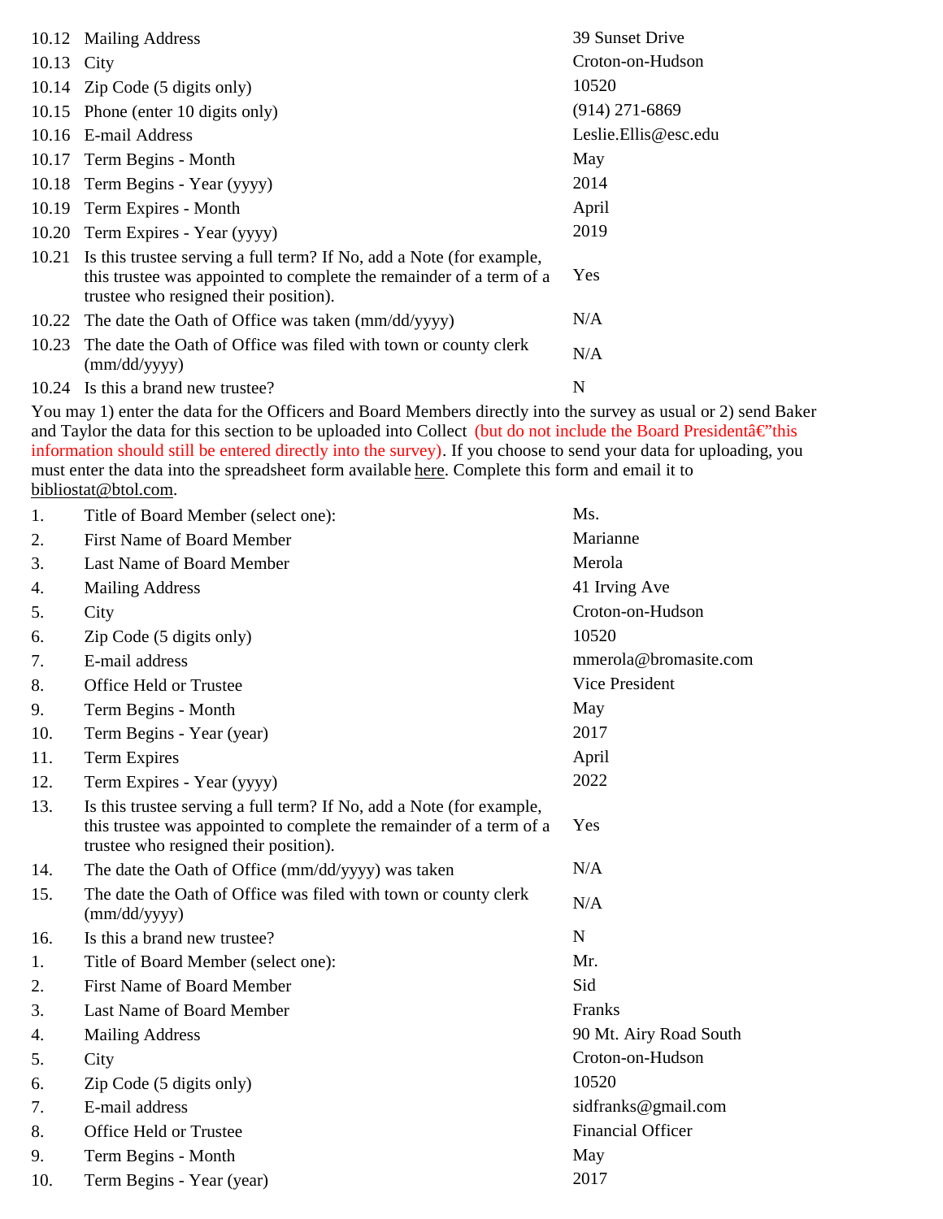| | | |
|---|---|---|
| 10.12 | Mailing Address | 39 Sunset Drive |
| 10.13 | City | Croton-on-Hudson |
| 10.14 | Zip Code (5 digits only) | 10520 |
| 10.15 | Phone (enter 10 digits only) | (914) 271-6869 |
| 10.16 | E-mail Address | Leslie.Ellis@esc.edu |
| 10.17 | Term Begins - Month | May |
| 10.18 | Term Begins - Year (yyyy) | 2014 |
| 10.19 | Term Expires - Month | April |
| 10.20 | Term Expires - Year (yyyy) | 2019 |
| 10.21 | Is this trustee serving a full term? If No, add a Note (for example, this trustee was appointed to complete the remainder of a term of a trustee who resigned their position). | Yes |
| 10.22 | The date the Oath of Office was taken (mm/dd/yyyy) | N/A |
| 10.23 | The date the Oath of Office was filed with town or county clerk (mm/dd/yyyy) | N/A |
| 10.24 | Is this a brand new trustee? | N |

You may 1) enter the data for the Officers and Board Members directly into the survey as usual or 2) send Baker and Taylor the data for this section to be uploaded into Collect (but do not include the Board Presidentâ€"this information should still be entered directly into the survey). If you choose to send your data for uploading, you must enter the data into the spreadsheet form available here. Complete this form and email it to bibliostat@btol.com.

| | | |
|---|---|---|
| 1. | Title of Board Member (select one): | Ms. |
| 2. | First Name of Board Member | Marianne |
| 3. | Last Name of Board Member | Merola |
| 4. | Mailing Address | 41 Irving Ave |
| 5. | City | Croton-on-Hudson |
| 6. | Zip Code (5 digits only) | 10520 |
| 7. | E-mail address | mmerola@bromasite.com |
| 8. | Office Held or Trustee | Vice President |
| 9. | Term Begins - Month | May |
| 10. | Term Begins - Year (year) | 2017 |
| 11. | Term Expires | April |
| 12. | Term Expires - Year (yyyy) | 2022 |
| 13. | Is this trustee serving a full term? If No, add a Note (for example, this trustee was appointed to complete the remainder of a term of a trustee who resigned their position). | Yes |
| 14. | The date the Oath of Office (mm/dd/yyyy) was taken | N/A |
| 15. | The date the Oath of Office was filed with town or county clerk (mm/dd/yyyy) | N/A |
| 16. | Is this a brand new trustee? | N |
| 1. | Title of Board Member (select one): | Mr. |
| 2. | First Name of Board Member | Sid |
| 3. | Last Name of Board Member | Franks |
| 4. | Mailing Address | 90 Mt. Airy Road South |
| 5. | City | Croton-on-Hudson |
| 6. | Zip Code (5 digits only) | 10520 |
| 7. | E-mail address | sidfranks@gmail.com |
| 8. | Office Held or Trustee | Financial Officer |
| 9. | Term Begins - Month | May |
| 10. | Term Begins - Year (year) | 2017 |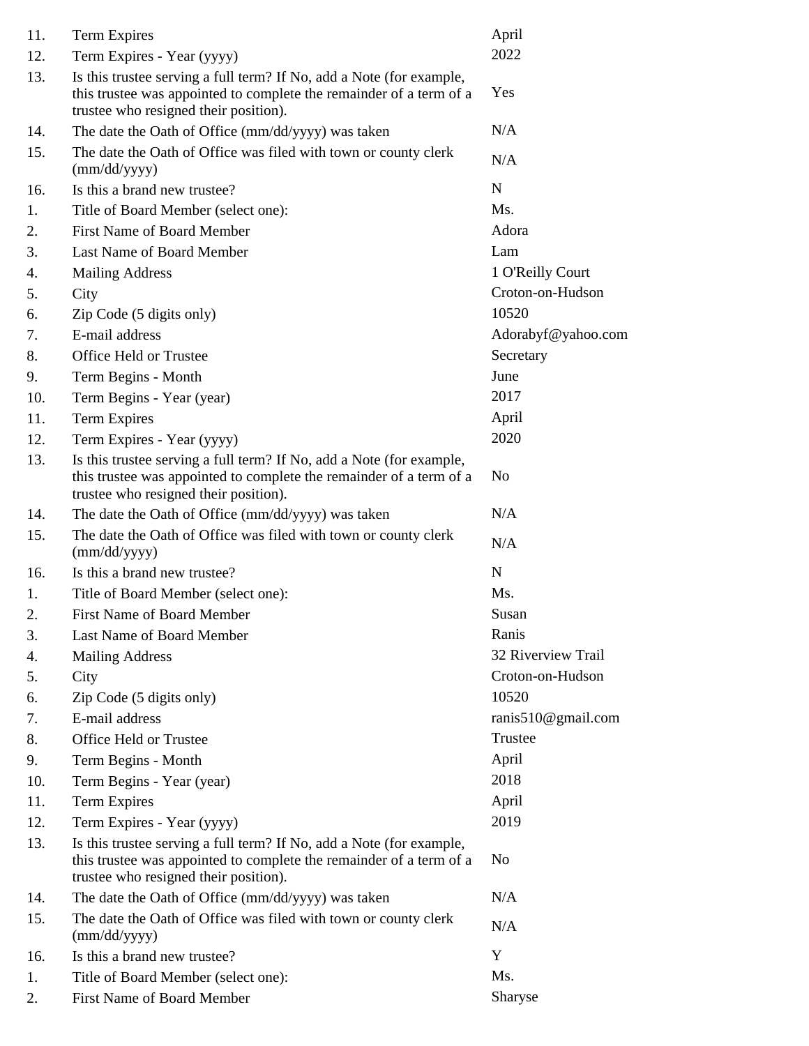| | | |
|---|---|---|
| 11. | Term Expires | April |
| 12. | Term Expires - Year (yyyy) | 2022 |
| 13. | Is this trustee serving a full term? If No, add a Note (for example, this trustee was appointed to complete the remainder of a term of a trustee who resigned their position). | Yes |
| 14. | The date the Oath of Office (mm/dd/yyyy) was taken | N/A |
| 15. | The date the Oath of Office was filed with town or county clerk (mm/dd/yyyy) | N/A |
| 16. | Is this a brand new trustee? | N |
| 1. | Title of Board Member (select one): | Ms. |
| 2. | First Name of Board Member | Adora |
| 3. | Last Name of Board Member | Lam |
| 4. | Mailing Address | 1 O'Reilly Court |
| 5. | City | Croton-on-Hudson |
| 6. | Zip Code (5 digits only) | 10520 |
| 7. | E-mail address | Adorabyf@yahoo.com |
| 8. | Office Held or Trustee | Secretary |
| 9. | Term Begins - Month | June |
| 10. | Term Begins - Year (year) | 2017 |
| 11. | Term Expires | April |
| 12. | Term Expires - Year (yyyy) | 2020 |
| 13. | Is this trustee serving a full term? If No, add a Note (for example, this trustee was appointed to complete the remainder of a term of a trustee who resigned their position). | No |
| 14. | The date the Oath of Office (mm/dd/yyyy) was taken | N/A |
| 15. | The date the Oath of Office was filed with town or county clerk (mm/dd/yyyy) | N/A |
| 16. | Is this a brand new trustee? | N |
| 1. | Title of Board Member (select one): | Ms. |
| 2. | First Name of Board Member | Susan |
| 3. | Last Name of Board Member | Ranis |
| 4. | Mailing Address | 32 Riverview Trail |
| 5. | City | Croton-on-Hudson |
| 6. | Zip Code (5 digits only) | 10520 |
| 7. | E-mail address | ranis510@gmail.com |
| 8. | Office Held or Trustee | Trustee |
| 9. | Term Begins - Month | April |
| 10. | Term Begins - Year (year) | 2018 |
| 11. | Term Expires | April |
| 12. | Term Expires - Year (yyyy) | 2019 |
| 13. | Is this trustee serving a full term? If No, add a Note (for example, this trustee was appointed to complete the remainder of a term of a trustee who resigned their position). | No |
| 14. | The date the Oath of Office (mm/dd/yyyy) was taken | N/A |
| 15. | The date the Oath of Office was filed with town or county clerk (mm/dd/yyyy) | N/A |
| 16. | Is this a brand new trustee? | Y |
| 1. | Title of Board Member (select one): | Ms. |
| 2. | First Name of Board Member | Sharyse |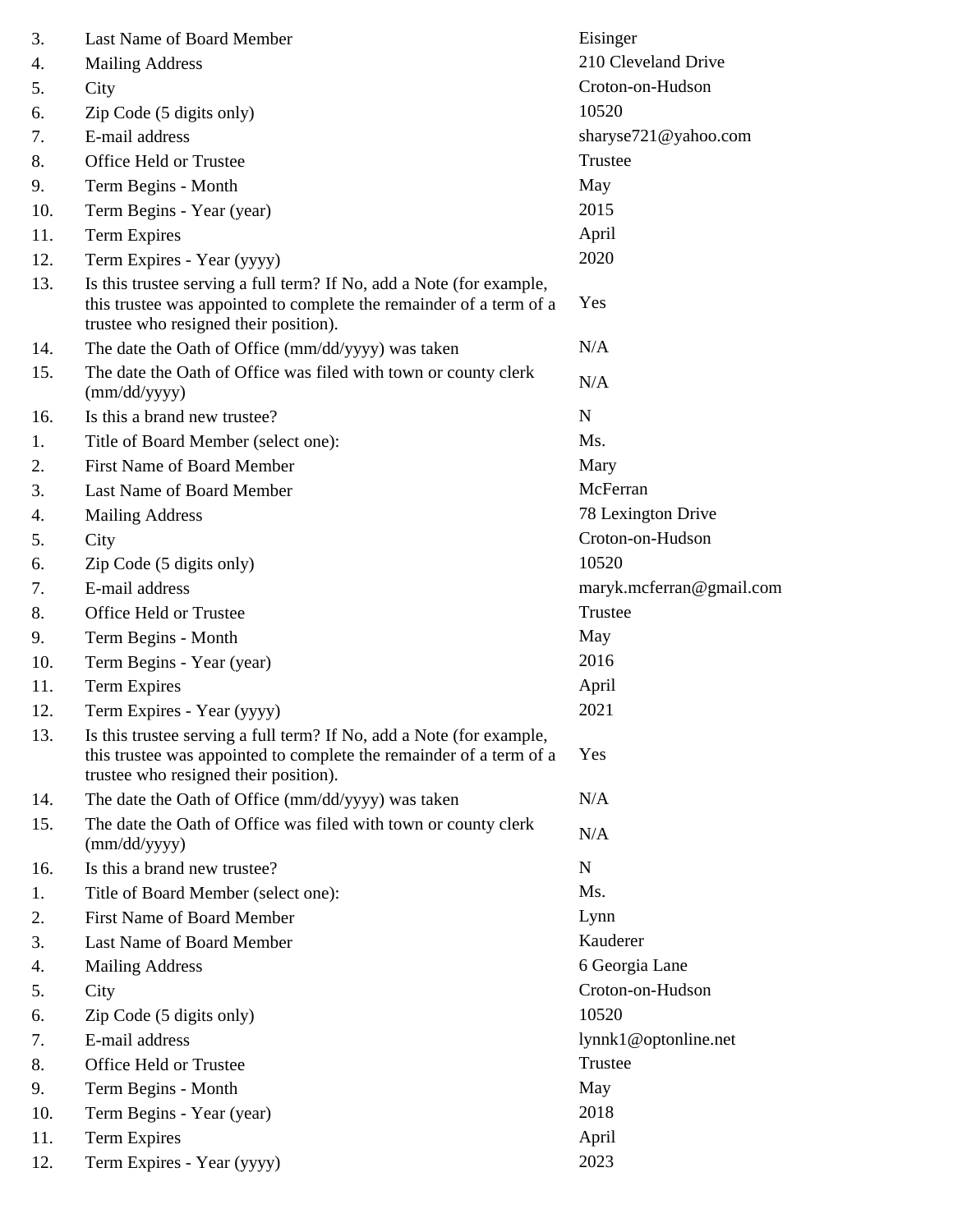| | | |
|---|---|---|
| 3. | Last Name of Board Member | Eisinger |
| 4. | Mailing Address | 210 Cleveland Drive |
| 5. | City | Croton-on-Hudson |
| 6. | Zip Code (5 digits only) | 10520 |
| 7. | E-mail address | sharyse721@yahoo.com |
| 8. | Office Held or Trustee | Trustee |
| 9. | Term Begins - Month | May |
| 10. | Term Begins - Year (year) | 2015 |
| 11. | Term Expires | April |
| 12. | Term Expires - Year (yyyy) | 2020 |
| 13. | Is this trustee serving a full term? If No, add a Note (for example, this trustee was appointed to complete the remainder of a term of a trustee who resigned their position). | Yes |
| 14. | The date the Oath of Office (mm/dd/yyyy) was taken | N/A |
| 15. | The date the Oath of Office was filed with town or county clerk (mm/dd/yyyy) | N/A |
| 16. | Is this a brand new trustee? | N |
| 1. | Title of Board Member (select one): | Ms. |
| 2. | First Name of Board Member | Mary |
| 3. | Last Name of Board Member | McFerran |
| 4. | Mailing Address | 78 Lexington Drive |
| 5. | City | Croton-on-Hudson |
| 6. | Zip Code (5 digits only) | 10520 |
| 7. | E-mail address | maryk.mcferran@gmail.com |
| 8. | Office Held or Trustee | Trustee |
| 9. | Term Begins - Month | May |
| 10. | Term Begins - Year (year) | 2016 |
| 11. | Term Expires | April |
| 12. | Term Expires - Year (yyyy) | 2021 |
| 13. | Is this trustee serving a full term? If No, add a Note (for example, this trustee was appointed to complete the remainder of a term of a trustee who resigned their position). | Yes |
| 14. | The date the Oath of Office (mm/dd/yyyy) was taken | N/A |
| 15. | The date the Oath of Office was filed with town or county clerk (mm/dd/yyyy) | N/A |
| 16. | Is this a brand new trustee? | N |
| 1. | Title of Board Member (select one): | Ms. |
| 2. | First Name of Board Member | Lynn |
| 3. | Last Name of Board Member | Kauderer |
| 4. | Mailing Address | 6 Georgia Lane |
| 5. | City | Croton-on-Hudson |
| 6. | Zip Code (5 digits only) | 10520 |
| 7. | E-mail address | lynnk1@optonline.net |
| 8. | Office Held or Trustee | Trustee |
| 9. | Term Begins - Month | May |
| 10. | Term Begins - Year (year) | 2018 |
| 11. | Term Expires | April |
| 12. | Term Expires - Year (yyyy) | 2023 |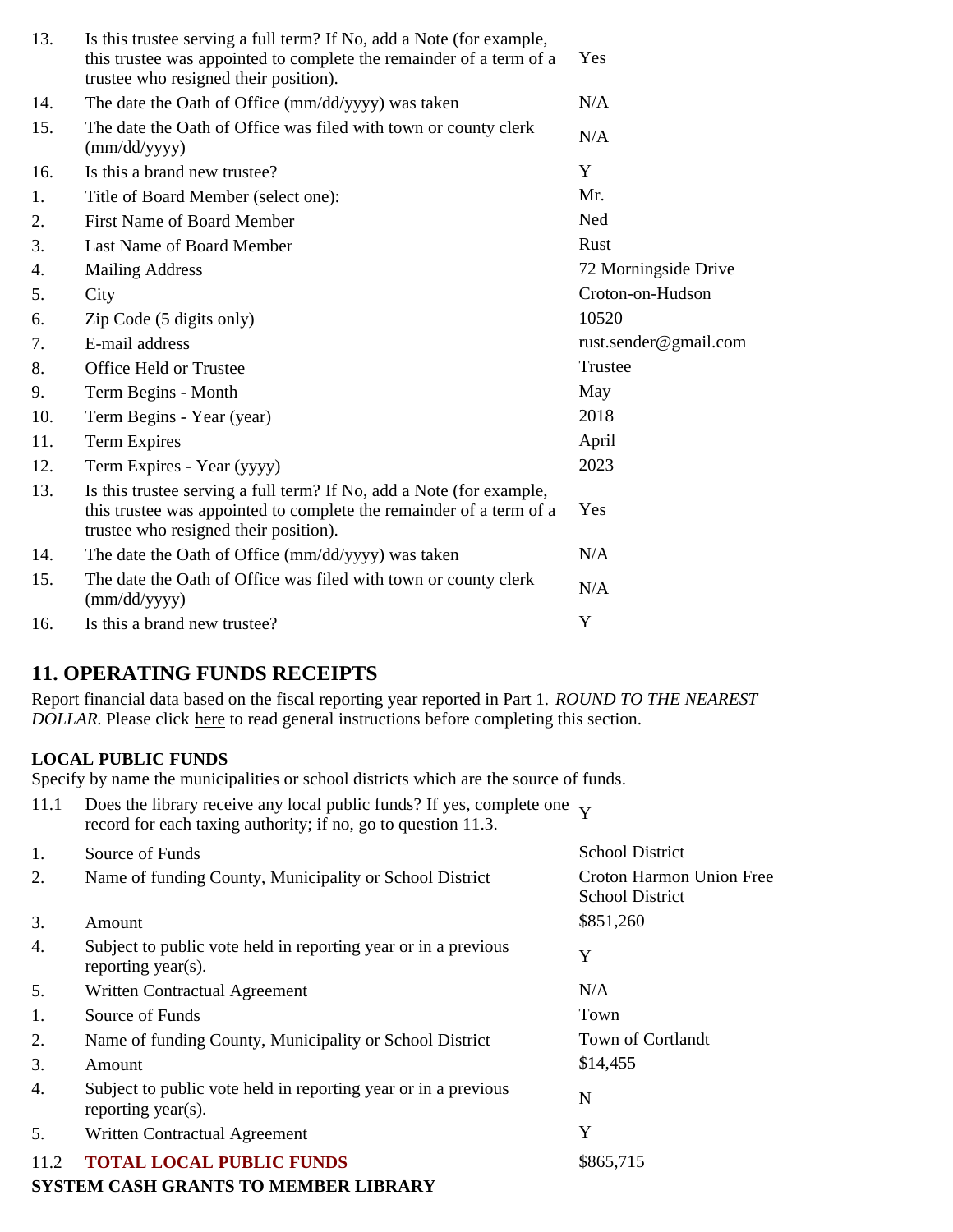| | | |
|---|---|---|
| 13. | Is this trustee serving a full term? If No, add a Note (for example, this trustee was appointed to complete the remainder of a term of a trustee who resigned their position). | Yes |
| 14. | The date the Oath of Office (mm/dd/yyyy) was taken | N/A |
| 15. | The date the Oath of Office was filed with town or county clerk (mm/dd/yyyy) | N/A |
| 16. | Is this a brand new trustee? | Y |
| 1. | Title of Board Member (select one): | Mr. |
| 2. | First Name of Board Member | Ned |
| 3. | Last Name of Board Member | Rust |
| 4. | Mailing Address | 72 Morningside Drive |
| 5. | City | Croton-on-Hudson |
| 6. | Zip Code (5 digits only) | 10520 |
| 7. | E-mail address | rust.sender@gmail.com |
| 8. | Office Held or Trustee | Trustee |
| 9. | Term Begins - Month | May |
| 10. | Term Begins - Year (year) | 2018 |
| 11. | Term Expires | April |
| 12. | Term Expires - Year (yyyy) | 2023 |
| 13. | Is this trustee serving a full term? If No, add a Note (for example, this trustee was appointed to complete the remainder of a term of a trustee who resigned their position). | Yes |
| 14. | The date the Oath of Office (mm/dd/yyyy) was taken | N/A |
| 15. | The date the Oath of Office was filed with town or county clerk (mm/dd/yyyy) | N/A |
| 16. | Is this a brand new trustee? | Y |

## 11. OPERATING FUNDS RECEIPTS

Report financial data based on the fiscal reporting year reported in Part 1. *ROUND TO THE NEAREST DOLLAR.* Please click here to read general instructions before completing this section.

**LOCAL PUBLIC FUNDS**

Specify by name the municipalities or school districts which are the source of funds.

| | | |
|---|---|---|
| 11.1 | Does the library receive any local public funds? If yes, complete one record for each taxing authority; if no, go to question 11.3. | Y |
| 1. | Source of Funds | School District |
| 2. | Name of funding County, Municipality or School District | Croton Harmon Union Free School District |
| 3. | Amount | $851,260 |
| 4. | Subject to public vote held in reporting year or in a previous reporting year(s). | Y |
| 5. | Written Contractual Agreement | N/A |
| 1. | Source of Funds | Town |
| 2. | Name of funding County, Municipality or School District | Town of Cortlandt |
| 3. | Amount | $14,455 |
| 4. | Subject to public vote held in reporting year or in a previous reporting year(s). | N |
| 5. | Written Contractual Agreement | Y |
| 11.2 | **TOTAL LOCAL PUBLIC FUNDS** | $865,715 |

**SYSTEM CASH GRANTS TO MEMBER LIBRARY**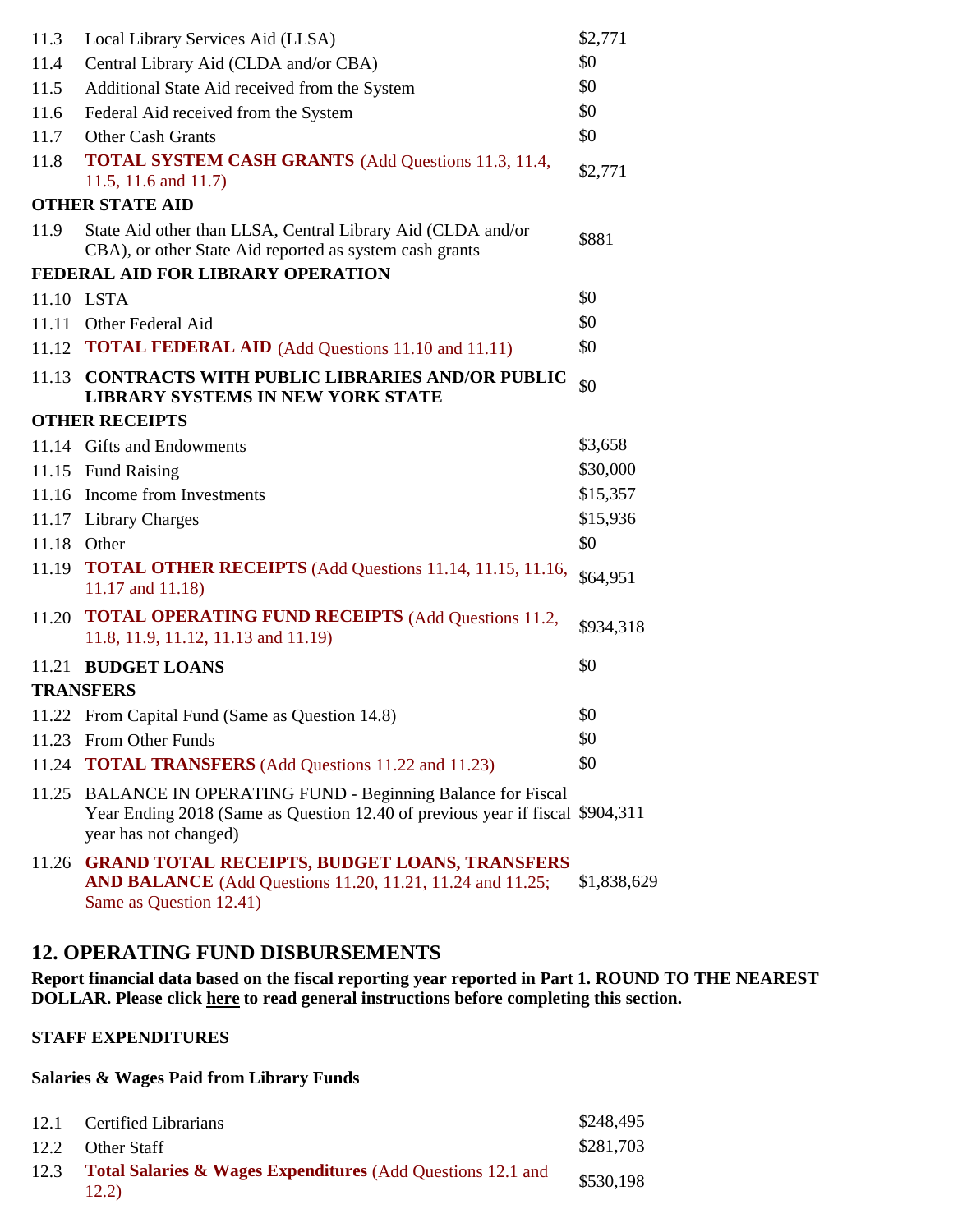| | | |
|---|---|---|
| 11.3 | Local Library Services Aid (LLSA) | $2,771 |
| 11.4 | Central Library Aid (CLDA and/or CBA) | $0 |
| 11.5 | Additional State Aid received from the System | $0 |
| 11.6 | Federal Aid received from the System | $0 |
| 11.7 | Other Cash Grants | $0 |
| 11.8 | **TOTAL SYSTEM CASH GRANTS** (Add Questions 11.3, 11.4, 11.5, 11.6 and 11.7) | $2,771 |

**OTHER STATE AID**

| | | |
|---|---|---|
| 11.9 | State Aid other than LLSA, Central Library Aid (CLDA and/or CBA), or other State Aid reported as system cash grants | $881 |

**FEDERAL AID FOR LIBRARY OPERATION**

| | | |
|---|---|---|
| 11.10 | LSTA | $0 |
| 11.11 | Other Federal Aid | $0 |
| 11.12 | **TOTAL FEDERAL AID** (Add Questions 11.10 and 11.11) | $0 |
| 11.13 | **CONTRACTS WITH PUBLIC LIBRARIES AND/OR PUBLIC LIBRARY SYSTEMS IN NEW YORK STATE** | $0 |

**OTHER RECEIPTS**

| | | |
|---|---|---|
| 11.14 | Gifts and Endowments | $3,658 |
| 11.15 | Fund Raising | $30,000 |
| 11.16 | Income from Investments | $15,357 |
| 11.17 | Library Charges | $15,936 |
| 11.18 | Other | $0 |
| 11.19 | **TOTAL OTHER RECEIPTS** (Add Questions 11.14, 11.15, 11.16, 11.17 and 11.18) | $64,951 |
| 11.20 | **TOTAL OPERATING FUND RECEIPTS** (Add Questions 11.2, 11.8, 11.9, 11.12, 11.13 and 11.19) | $934,318 |
| 11.21 | **BUDGET LOANS** | $0 |

**TRANSFERS**

| | | |
|---|---|---|
| 11.22 | From Capital Fund (Same as Question 14.8) | $0 |
| 11.23 | From Other Funds | $0 |
| 11.24 | **TOTAL TRANSFERS** (Add Questions 11.22 and 11.23) | $0 |
| 11.25 | BALANCE IN OPERATING FUND - Beginning Balance for Fiscal Year Ending 2018 (Same as Question 12.40 of previous year if fiscal year has not changed) | $904,311 |
| 11.26 | **GRAND TOTAL RECEIPTS, BUDGET LOANS, TRANSFERS AND BALANCE** (Add Questions 11.20, 11.21, 11.24 and 11.25; Same as Question 12.41) | $1,838,629 |

## 12. OPERATING FUND DISBURSEMENTS

**Report financial data based on the fiscal reporting year reported in Part 1. ROUND TO THE NEAREST DOLLAR. Please click here to read general instructions before completing this section.**

**STAFF EXPENDITURES**

**Salaries & Wages Paid from Library Funds**

| | | |
|---|---|---|
| 12.1 | Certified Librarians | $248,495 |
| 12.2 | Other Staff | $281,703 |
| 12.3 | **Total Salaries & Wages Expenditures** (Add Questions 12.1 and 12.2) | $530,198 |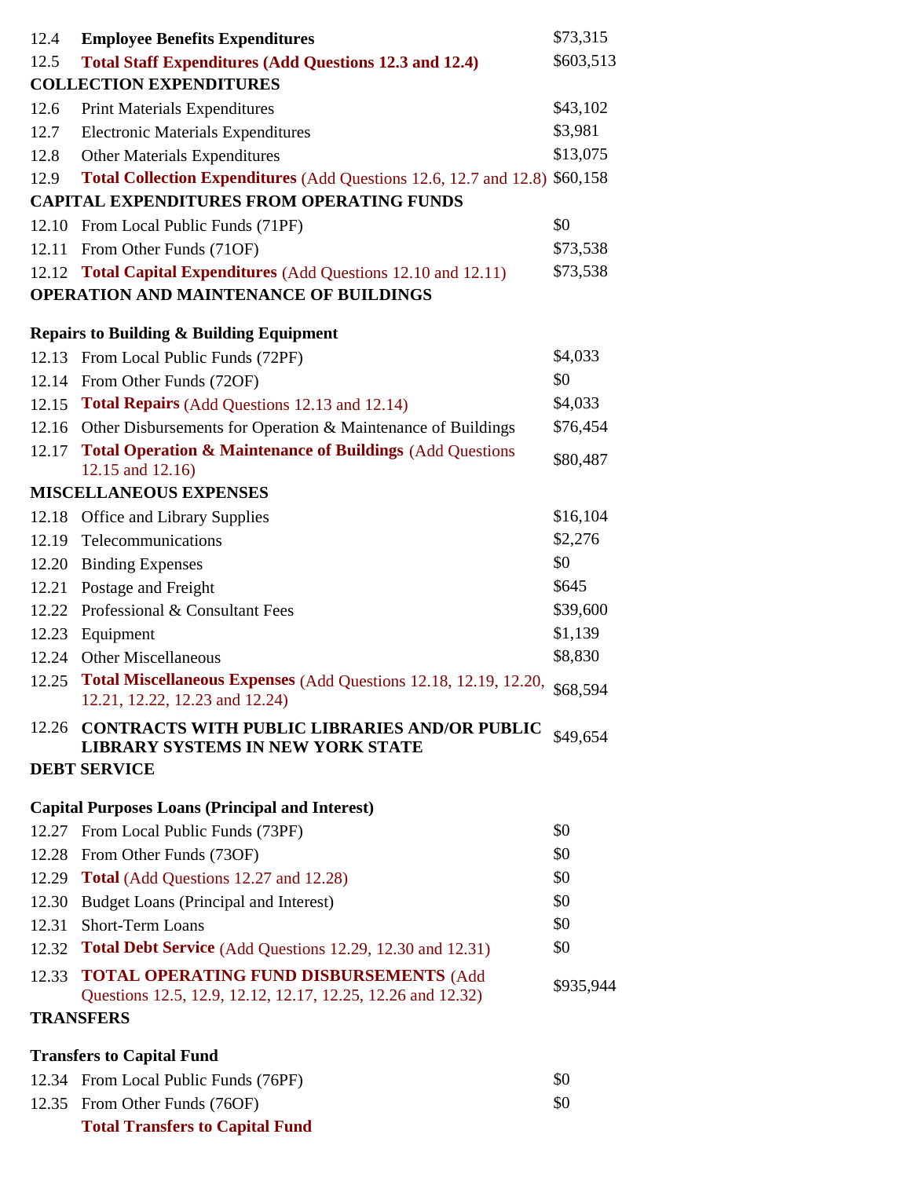| | | |
|---|---|---|
| 12.4 | **Employee Benefits Expenditures** | $73,315 |
| 12.5 | **Total Staff Expenditures (Add Questions 12.3 and 12.4)** | $603,513 |
| **COLLECTION EXPENDITURES** | | |
| 12.6 | Print Materials Expenditures | $43,102 |
| 12.7 | Electronic Materials Expenditures | $3,981 |
| 12.8 | Other Materials Expenditures | $13,075 |
| 12.9 | **Total Collection Expenditures** (Add Questions 12.6, 12.7 and 12.8) | $60,158 |
| **CAPITAL EXPENDITURES FROM OPERATING FUNDS** | | |
| 12.10 | From Local Public Funds (71PF) | $0 |
| 12.11 | From Other Funds (71OF) | $73,538 |
| 12.12 | **Total Capital Expenditures** (Add Questions 12.10 and 12.11) | $73,538 |
| **OPERATION AND MAINTENANCE OF BUILDINGS** | | |
| **Repairs to Building & Building Equipment** | | |
| 12.13 | From Local Public Funds (72PF) | $4,033 |
| 12.14 | From Other Funds (72OF) | $0 |
| 12.15 | **Total Repairs** (Add Questions 12.13 and 12.14) | $4,033 |
| 12.16 | Other Disbursements for Operation & Maintenance of Buildings | $76,454 |
| 12.17 | **Total Operation & Maintenance of Buildings** (Add Questions 12.15 and 12.16) | $80,487 |
| **MISCELLANEOUS EXPENSES** | | |
| 12.18 | Office and Library Supplies | $16,104 |
| 12.19 | Telecommunications | $2,276 |
| 12.20 | Binding Expenses | $0 |
| 12.21 | Postage and Freight | $645 |
| 12.22 | Professional & Consultant Fees | $39,600 |
| 12.23 | Equipment | $1,139 |
| 12.24 | Other Miscellaneous | $8,830 |
| 12.25 | **Total Miscellaneous Expenses** (Add Questions 12.18, 12.19, 12.20, 12.21, 12.22, 12.23 and 12.24) | $68,594 |
| 12.26 | **CONTRACTS WITH PUBLIC LIBRARIES AND/OR PUBLIC LIBRARY SYSTEMS IN NEW YORK STATE** | $49,654 |
| **DEBT SERVICE** | | |
| **Capital Purposes Loans (Principal and Interest)** | | |
| 12.27 | From Local Public Funds (73PF) | $0 |
| 12.28 | From Other Funds (73OF) | $0 |
| 12.29 | **Total** (Add Questions 12.27 and 12.28) | $0 |
| 12.30 | Budget Loans (Principal and Interest) | $0 |
| 12.31 | Short-Term Loans | $0 |
| 12.32 | **Total Debt Service** (Add Questions 12.29, 12.30 and 12.31) | $0 |
| 12.33 | **TOTAL OPERATING FUND DISBURSEMENTS** (Add Questions 12.5, 12.9, 12.12, 12.17, 12.25, 12.26 and 12.32) | $935,944 |
| **TRANSFERS** | | |
| **Transfers to Capital Fund** | | |
| 12.34 | From Local Public Funds (76PF) | $0 |
| 12.35 | From Other Funds (76OF) | $0 |
| | **Total Transfers to Capital Fund** | |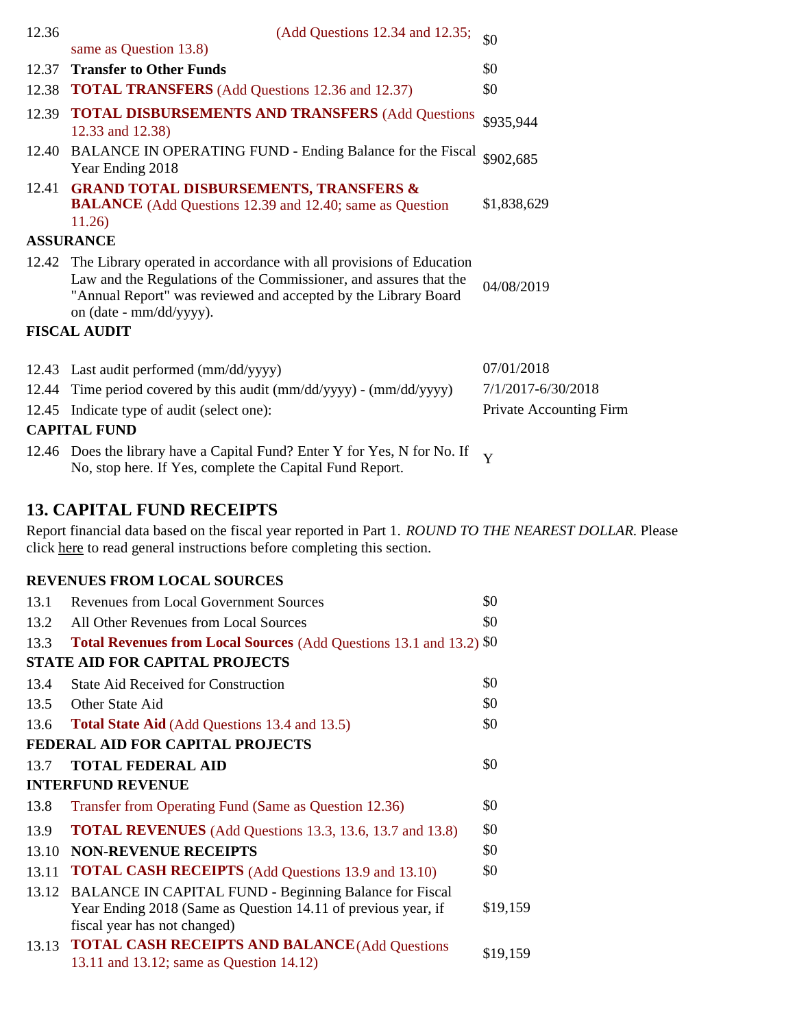| | | |
|---|---|---|
| 12.36 | (Add Questions 12.34 and 12.35; same as Question 13.8) | $0 |
| 12.37 | **Transfer to Other Funds** | $0 |
| 12.38 | **TOTAL TRANSFERS** (Add Questions 12.36 and 12.37) | $0 |
| 12.39 | **TOTAL DISBURSEMENTS AND TRANSFERS** (Add Questions 12.33 and 12.38) | $935,944 |
| 12.40 | BALANCE IN OPERATING FUND - Ending Balance for the Fiscal Year Ending 2018 | $902,685 |
| 12.41 | **GRAND TOTAL DISBURSEMENTS, TRANSFERS & BALANCE** (Add Questions 12.39 and 12.40; same as Question 11.26) | $1,838,629 |

**ASSURANCE**

| | | |
|---|---|---|
| 12.42 | The Library operated in accordance with all provisions of Education Law and the Regulations of the Commissioner, and assures that the "Annual Report" was reviewed and accepted by the Library Board on (date - mm/dd/yyyy). | 04/08/2019 |

**FISCAL AUDIT**

| | | |
|---|---|---|
| 12.43 | Last audit performed (mm/dd/yyyy) | 07/01/2018 |
| 12.44 | Time period covered by this audit (mm/dd/yyyy) - (mm/dd/yyyy) | 7/1/2017-6/30/2018 |
| 12.45 | Indicate type of audit (select one): | Private Accounting Firm |

**CAPITAL FUND**

| | | |
|---|---|---|
| 12.46 | Does the library have a Capital Fund? Enter Y for Yes, N for No. If No, stop here. If Yes, complete the Capital Fund Report. | Y |

## 13. CAPITAL FUND RECEIPTS

Report financial data based on the fiscal year reported in Part 1. *ROUND TO THE NEAREST DOLLAR.* Please click here to read general instructions before completing this section.

**REVENUES FROM LOCAL SOURCES**

| | | |
|---|---|---|
| 13.1 | Revenues from Local Government Sources | $0 |
| 13.2 | All Other Revenues from Local Sources | $0 |
| 13.3 | **Total Revenues from Local Sources** (Add Questions 13.1 and 13.2) | $0 |

**STATE AID FOR CAPITAL PROJECTS**

| | | |
|---|---|---|
| 13.4 | State Aid Received for Construction | $0 |
| 13.5 | Other State Aid | $0 |
| 13.6 | **Total State Aid** (Add Questions 13.4 and 13.5) | $0 |

**FEDERAL AID FOR CAPITAL PROJECTS**

| | | |
|---|---|---|
| 13.7 | **TOTAL FEDERAL AID** | $0 |

**INTERFUND REVENUE**

| | | |
|---|---|---|
| 13.8 | Transfer from Operating Fund (Same as Question 12.36) | $0 |
| 13.9 | **TOTAL REVENUES** (Add Questions 13.3, 13.6, 13.7 and 13.8) | $0 |
| 13.10 | **NON-REVENUE RECEIPTS** | $0 |
| 13.11 | **TOTAL CASH RECEIPTS** (Add Questions 13.9 and 13.10) | $0 |
| 13.12 | BALANCE IN CAPITAL FUND - Beginning Balance for Fiscal Year Ending 2018 (Same as Question 14.11 of previous year, if fiscal year has not changed) | $19,159 |
| 13.13 | **TOTAL CASH RECEIPTS AND BALANCE** (Add Questions 13.11 and 13.12; same as Question 14.12) | $19,159 |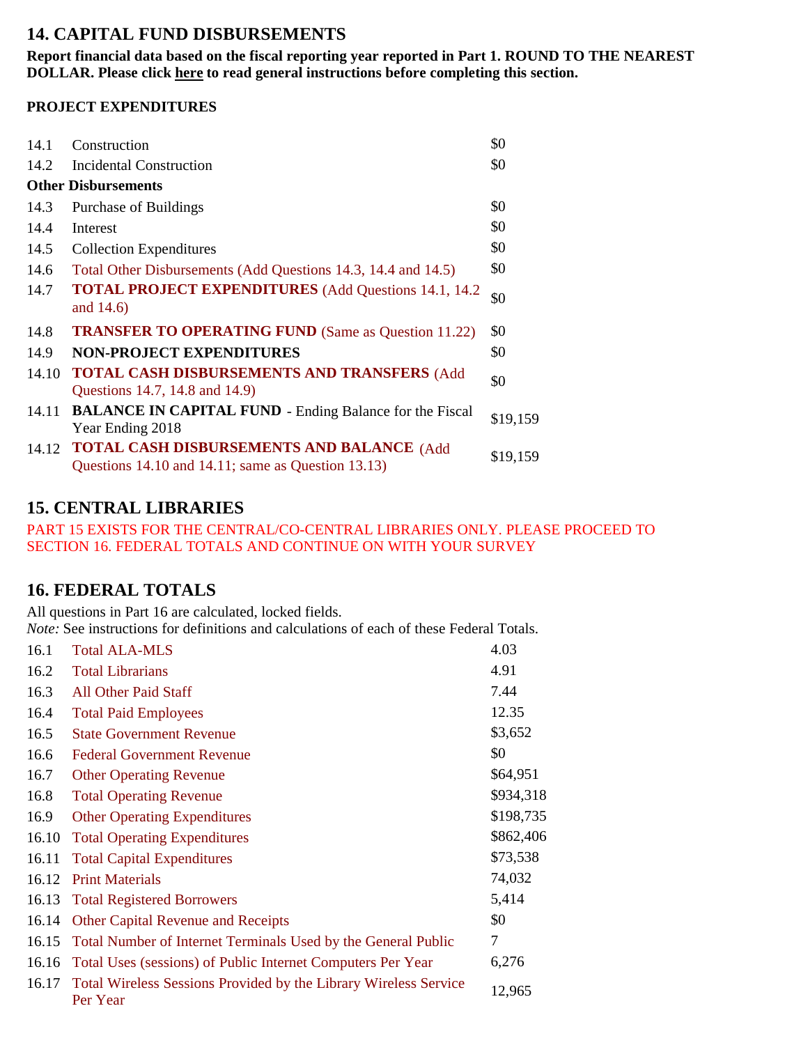## 14. CAPITAL FUND DISBURSEMENTS

**Report financial data based on the fiscal reporting year reported in Part 1. ROUND TO THE NEAREST DOLLAR. Please click here to read general instructions before completing this section.**

**PROJECT EXPENDITURES**

| | | |
|---|---|---|
| 14.1 | Construction | $0 |
| 14.2 | Incidental Construction | $0 |
| **Other Disbursements** | | |
| 14.3 | Purchase of Buildings | $0 |
| 14.4 | Interest | $0 |
| 14.5 | Collection Expenditures | $0 |
| 14.6 | Total Other Disbursements (Add Questions 14.3, 14.4 and 14.5) | $0 |
| 14.7 | **TOTAL PROJECT EXPENDITURES** (Add Questions 14.1, 14.2 and 14.6) | $0 |
| 14.8 | **TRANSFER TO OPERATING FUND** (Same as Question 11.22) | $0 |
| 14.9 | **NON-PROJECT EXPENDITURES** | $0 |
| 14.10 | **TOTAL CASH DISBURSEMENTS AND TRANSFERS** (Add Questions 14.7, 14.8 and 14.9) | $0 |
| 14.11 | **BALANCE IN CAPITAL FUND** - Ending Balance for the Fiscal Year Ending 2018 | $19,159 |
| 14.12 | **TOTAL CASH DISBURSEMENTS AND BALANCE** (Add Questions 14.10 and 14.11; same as Question 13.13) | $19,159 |

## 15. CENTRAL LIBRARIES

PART 15 EXISTS FOR THE CENTRAL/CO-CENTRAL LIBRARIES ONLY. PLEASE PROCEED TO SECTION 16. FEDERAL TOTALS AND CONTINUE ON WITH YOUR SURVEY

## 16. FEDERAL TOTALS

All questions in Part 16 are calculated, locked fields.
*Note:* See instructions for definitions and calculations of each of these Federal Totals.

| | | |
|---|---|---|
| 16.1 | Total ALA-MLS | 4.03 |
| 16.2 | Total Librarians | 4.91 |
| 16.3 | All Other Paid Staff | 7.44 |
| 16.4 | Total Paid Employees | 12.35 |
| 16.5 | State Government Revenue | $3,652 |
| 16.6 | Federal Government Revenue | $0 |
| 16.7 | Other Operating Revenue | $64,951 |
| 16.8 | Total Operating Revenue | $934,318 |
| 16.9 | Other Operating Expenditures | $198,735 |
| 16.10 | Total Operating Expenditures | $862,406 |
| 16.11 | Total Capital Expenditures | $73,538 |
| 16.12 | Print Materials | 74,032 |
| 16.13 | Total Registered Borrowers | 5,414 |
| 16.14 | Other Capital Revenue and Receipts | $0 |
| 16.15 | Total Number of Internet Terminals Used by the General Public | 7 |
| 16.16 | Total Uses (sessions) of Public Internet Computers Per Year | 6,276 |
| 16.17 | Total Wireless Sessions Provided by the Library Wireless Service Per Year | 12,965 |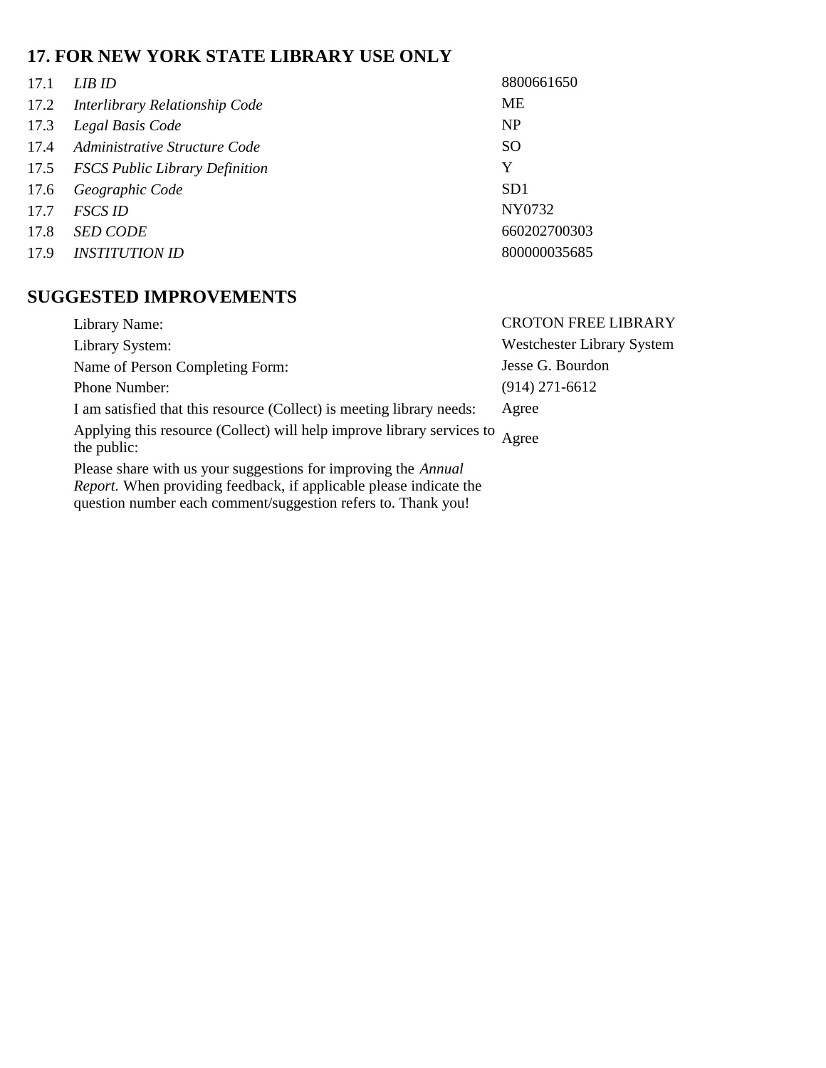## 17. FOR NEW YORK STATE LIBRARY USE ONLY

| | | |
|---|---|---|
| 17.1 | *LIB ID* | 8800661650 |
| 17.2 | *Interlibrary Relationship Code* | ME |
| 17.3 | *Legal Basis Code* | NP |
| 17.4 | *Administrative Structure Code* | SO |
| 17.5 | *FSCS Public Library Definition* | Y |
| 17.6 | *Geographic Code* | SD1 |
| 17.7 | *FSCS ID* | NY0732 |
| 17.8 | *SED CODE* | 660202700303 |
| 17.9 | *INSTITUTION ID* | 800000035685 |

## SUGGESTED IMPROVEMENTS

| | |
|---|---|
| Library Name: | CROTON FREE LIBRARY |
| Library System: | Westchester Library System |
| Name of Person Completing Form: | Jesse G. Bourdon |
| Phone Number: | (914) 271-6612 |
| I am satisfied that this resource (Collect) is meeting library needs: | Agree |
| Applying this resource (Collect) will help improve library services to the public: | Agree |
| Please share with us your suggestions for improving the *Annual Report.* When providing feedback, if applicable please indicate the question number each comment/suggestion refers to. Thank you! | |